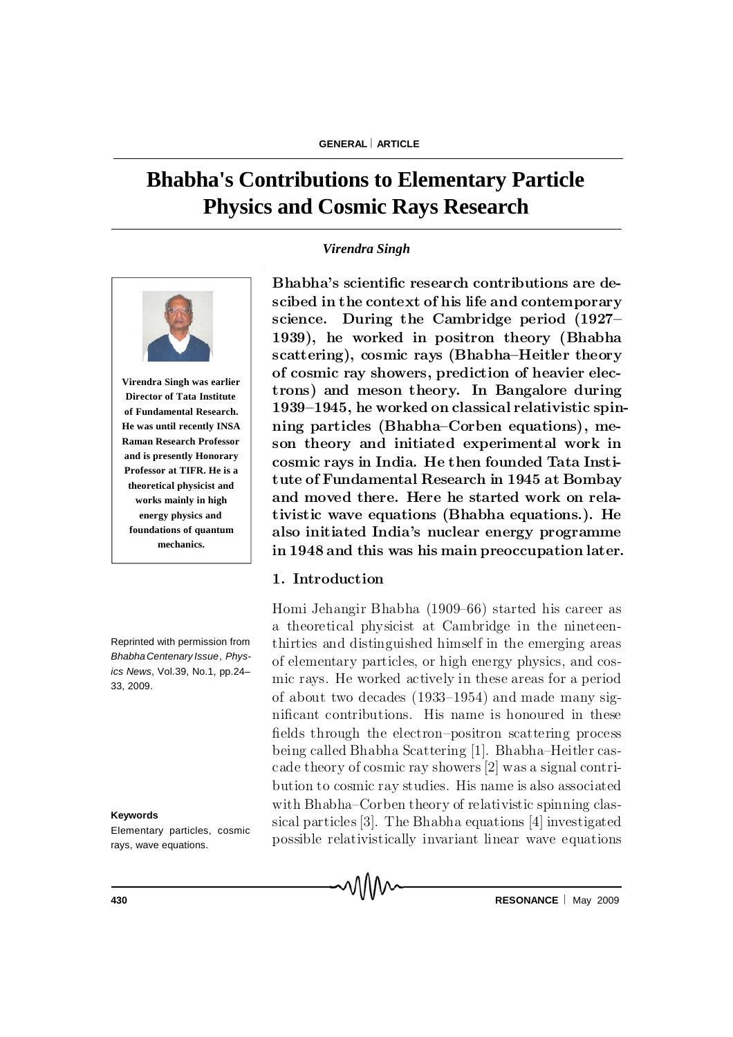# Bhabha's Contributions to Elementary Particle Physics and Cosmic Rays Research

*Virendra Singh*

**Virendra Singh was earlier Director of Tata Institute of Fundamental Research. He was until recently INSA Raman Research Professor and is presently Honorary Professor at TIFR. He is a theoretical physicist and works mainly in high energy physics and foundations of quantum mechanics.**

**Bhabha's scientific research contributions are descibed in the context of his life and contemporary science. During the Cambridge period (1927–1939), he worked in positron theory (Bhabha scattering), cosmic rays (Bhabha–Heitler theory of cosmic ray showers, prediction of heavier electrons) and meson theory. In Bangalore during 1939–1945, he worked on classical relativistic spinning particles (Bhabha–Corben equations), meson theory and initiated experimental work in cosmic rays in India. He then founded Tata Institute of Fundamental Research in 1945 at Bombay and moved there. Here he started work on relativistic wave equations (Bhabha equations.). He also initiated India's nuclear energy programme in 1948 and this was his main preoccupation later.**

Reprinted with permission from *Bhabha Centenary Issue*, *Physics News*, Vol.39, No.1, pp.24–33, 2009.

**Keywords**

Elementary particles, cosmic rays, wave equations.

## 1. Introduction

Homi Jehangir Bhabha (1909–66) started his career as a theoretical physicist at Cambridge in the nineteen-thirties and distinguished himself in the emerging areas of elementary particles, or high energy physics, and cosmic rays. He worked actively in these areas for a period of about two decades (1933–1954) and made many significant contributions. His name is honoured in these fields through the electron–positron scattering process being called Bhabha Scattering [1]. Bhabha–Heitler cascade theory of cosmic ray showers [2] was a signal contribution to cosmic ray studies. His name is also associated with Bhabha–Corben theory of relativistic spinning classical particles [3]. The Bhabha equations [4] investigated possible relativistically invariant linear wave equations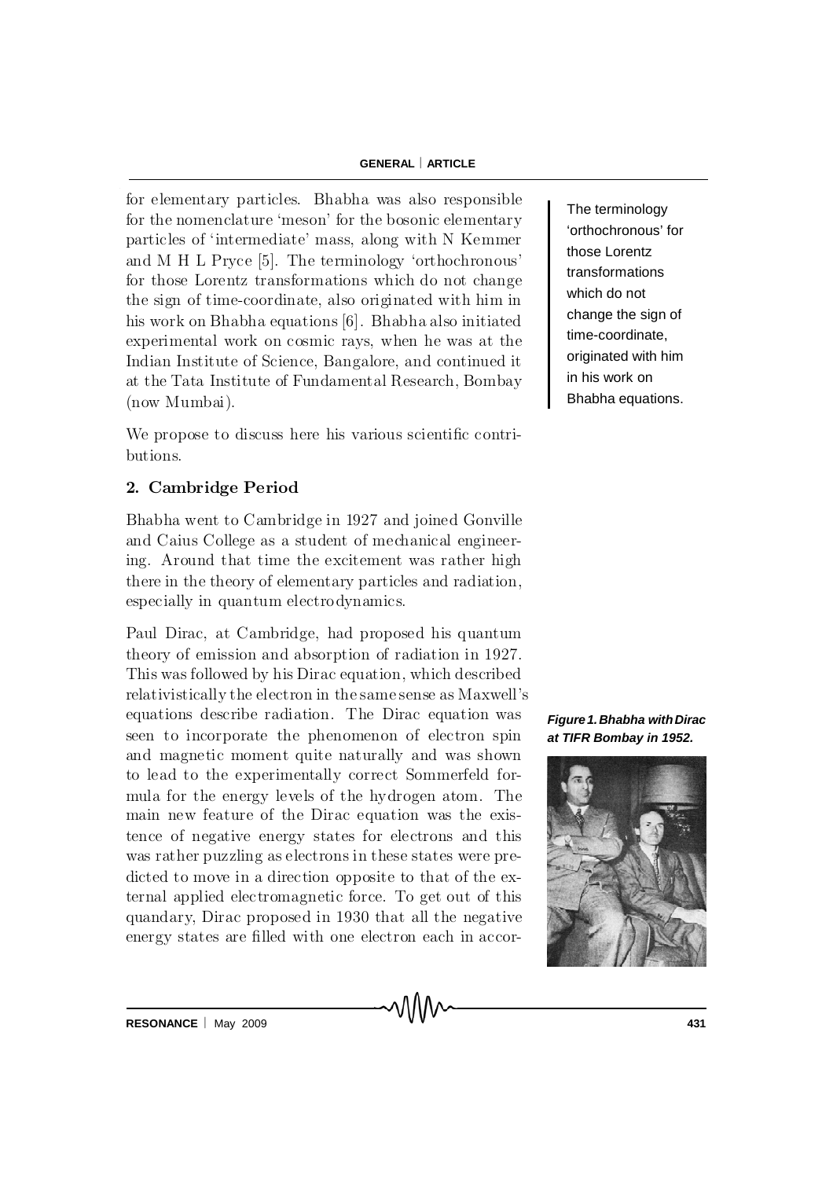for elementary particles. Bhabha was also responsible for the nomenclature 'meson' for the bosonic elementary particles of 'intermediate' mass, along with N Kemmer and M H L Pryce [5]. The terminology 'orthochronous' for those Lorentz transformations which do not change the sign of time-coordinate, also originated with him in his work on Bhabha equations [6]. Bhabha also initiated experimental work on cosmic rays, when he was at the Indian Institute of Science, Bangalore, and continued it at the Tata Institute of Fundamental Research, Bombay (now Mumbai).

The terminology 'orthochronous' for those Lorentz transformations which do not change the sign of time-coordinate, originated with him in his work on Bhabha equations.

We propose to discuss here his various scientific contributions.

## 2. Cambridge Period

Bhabha went to Cambridge in 1927 and joined Gonville and Caius College as a student of mechanical engineering. Around that time the excitement was rather high there in the theory of elementary particles and radiation, especially in quantum electrodynamics.

Paul Dirac, at Cambridge, had proposed his quantum theory of emission and absorption of radiation in 1927. This was followed by his Dirac equation, which described relativistically the electron in the same sense as Maxwell's equations describe radiation. The Dirac equation was seen to incorporate the phenomenon of electron spin and magnetic moment quite naturally and was shown to lead to the experimentally correct Sommerfeld formula for the energy levels of the hydrogen atom. The main new feature of the Dirac equation was the existence of negative energy states for electrons and this was rather puzzling as electrons in these states were predicted to move in a direction opposite to that of the external applied electromagnetic force. To get out of this quandary, Dirac proposed in 1930 that all the negative energy states are filled with one electron each in accor-

***Figure 1. Bhabha with Dirac at TIFR Bombay in 1952.***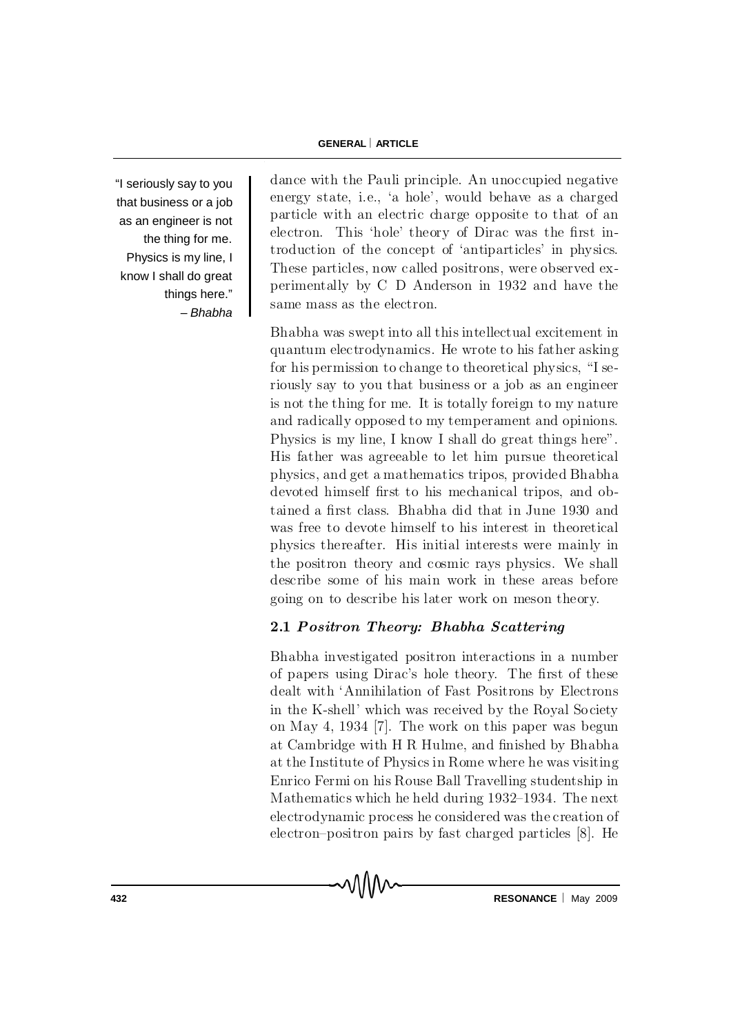> "I seriously say to you that business or a job as an engineer is not the thing for me. Physics is my line, I know I shall do great things here."
> – *Bhabha*

dance with the Pauli principle. An unoccupied negative energy state, i.e., 'a hole', would behave as a charged particle with an electric charge opposite to that of an electron. This 'hole' theory of Dirac was the first introduction of the concept of 'antiparticles' in physics. These particles, now called positrons, were observed experimentally by C D Anderson in 1932 and have the same mass as the electron.

Bhabha was swept into all this intellectual excitement in quantum electrodynamics. He wrote to his father asking for his permission to change to theoretical physics, "I seriously say to you that business or a job as an engineer is not the thing for me. It is totally foreign to my nature and radically opposed to my temperament and opinions. Physics is my line, I know I shall do great things here". His father was agreeable to let him pursue theoretical physics, and get a mathematics tripos, provided Bhabha devoted himself first to his mechanical tripos, and obtained a first class. Bhabha did that in June 1930 and was free to devote himself to his interest in theoretical physics thereafter. His initial interests were mainly in the positron theory and cosmic rays physics. We shall describe some of his main work in these areas before going on to describe his later work on meson theory.

### 2.1 *Positron Theory: Bhabha Scattering*

Bhabha investigated positron interactions in a number of papers using Dirac's hole theory. The first of these dealt with 'Annihilation of Fast Positrons by Electrons in the K-shell' which was received by the Royal Society on May 4, 1934 [7]. The work on this paper was begun at Cambridge with H R Hulme, and finished by Bhabha at the Institute of Physics in Rome where he was visiting Enrico Fermi on his Rouse Ball Travelling studentship in Mathematics which he held during 1932–1934. The next electrodynamic process he considered was the creation of electron–positron pairs by fast charged particles [8]. He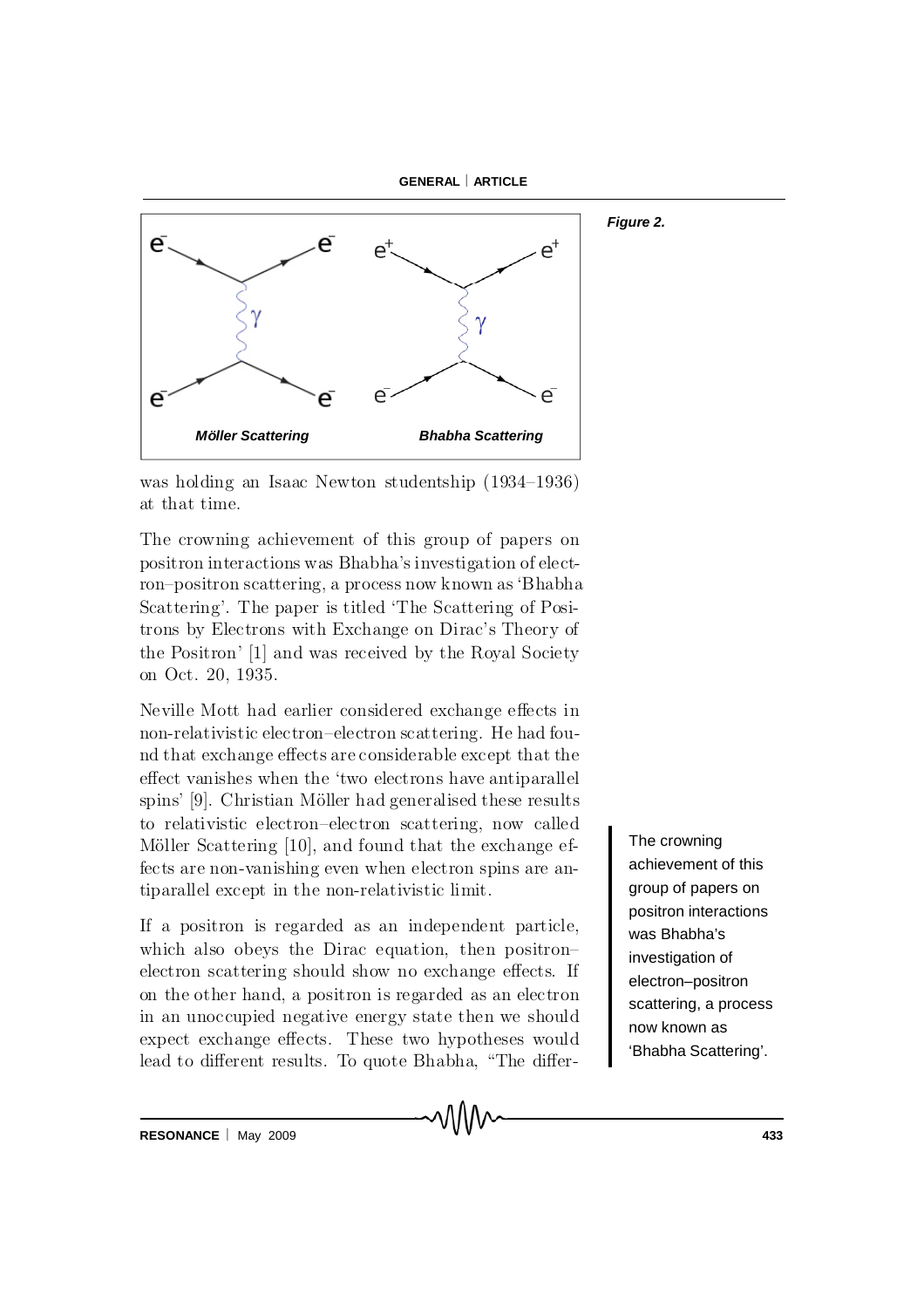Figure 2.

Möller Scattering    Bhabha Scattering

was holding an Isaac Newton studentship (1934–1936) at that time.

The crowning achievement of this group of papers on positron interactions was Bhabha's investigation of electron–positron scattering, a process now known as 'Bhabha Scattering'. The paper is titled 'The Scattering of Positrons by Electrons with Exchange on Dirac's Theory of the Positron' [1] and was received by the Royal Society on Oct. 20, 1935.

Neville Mott had earlier considered exchange effects in non-relativistic electron–electron scattering. He had found that exchange effects are considerable except that the effect vanishes when the 'two electrons have antiparallel spins' [9]. Christian Möller had generalised these results to relativistic electron–electron scattering, now called Möller Scattering [10], and found that the exchange effects are non-vanishing even when electron spins are antiparallel except in the non-relativistic limit.

If a positron is regarded as an independent particle, which also obeys the Dirac equation, then positron–electron scattering should show no exchange effects. If on the other hand, a positron is regarded as an electron in an unoccupied negative energy state then we should expect exchange effects. These two hypotheses would lead to different results. To quote Bhabha, "The differ-

> The crowning achievement of this group of papers on positron interactions was Bhabha's investigation of electron–positron scattering, a process now known as 'Bhabha Scattering'.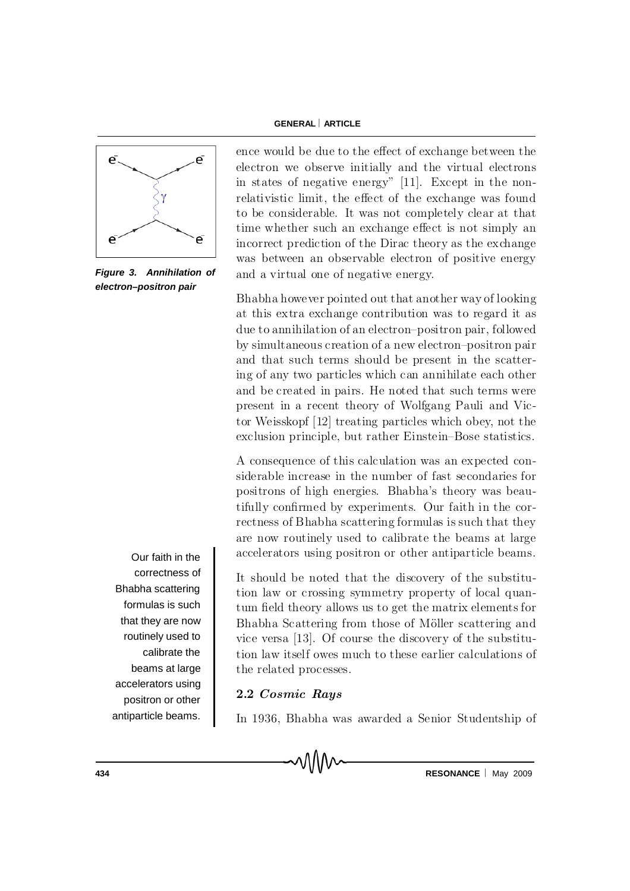ence would be due to the effect of exchange between the electron we observe initially and the virtual electrons in states of negative energy" [11]. Except in the non-relativistic limit, the effect of the exchange was found to be considerable. It was not completely clear at that time whether such an exchange effect is not simply an incorrect prediction of the Dirac theory as the exchange was between an observable electron of positive energy and a virtual one of negative energy.

***Figure 3. Annihilation of electron–positron pair***

Bhabha however pointed out that another way of looking at this extra exchange contribution was to regard it as due to annihilation of an electron–positron pair, followed by simultaneous creation of a new electron–positron pair and that such terms should be present in the scattering of any two particles which can annihilate each other and be created in pairs. He noted that such terms were present in a recent theory of Wolfgang Pauli and Victor Weisskopf [12] treating particles which obey, not the exclusion principle, but rather Einstein–Bose statistics.

A consequence of this calculation was an expected considerable increase in the number of fast secondaries for positrons of high energies. Bhabha's theory was beautifully confirmed by experiments. Our faith in the correctness of Bhabha scattering formulas is such that they are now routinely used to calibrate the beams at large accelerators using positron or other antiparticle beams.

Our faith in the correctness of Bhabha scattering formulas is such that they are now routinely used to calibrate the beams at large accelerators using positron or other antiparticle beams.

It should be noted that the discovery of the substitution law or crossing symmetry property of local quantum field theory allows us to get the matrix elements for Bhabha Scattering from those of Möller scattering and vice versa [13]. Of course the discovery of the substitution law itself owes much to these earlier calculations of the related processes.

### 2.2 *Cosmic Rays*

In 1936, Bhabha was awarded a Senior Studentship of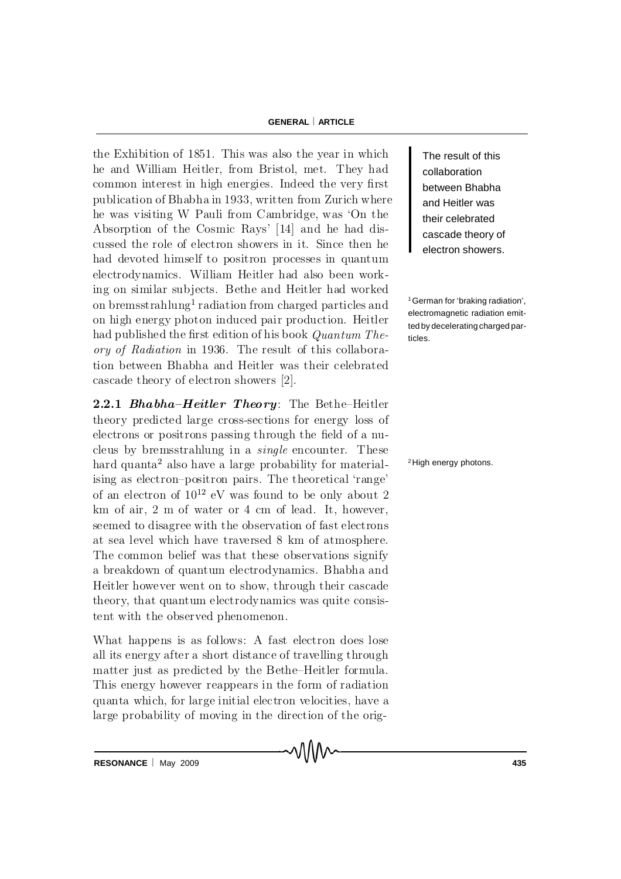the Exhibition of 1851. This was also the year in which he and William Heitler, from Bristol, met. They had common interest in high energies. Indeed the very first publication of Bhabha in 1933, written from Zurich where he was visiting W Pauli from Cambridge, was 'On the Absorption of the Cosmic Rays' [14] and he had discussed the role of electron showers in it. Since then he had devoted himself to positron processes in quantum electrodynamics. William Heitler had also been working on similar subjects. Bethe and Heitler had worked on bremsstrahlung[1] radiation from charged particles and on high energy photon induced pair production. Heitler had published the first edition of his book *Quantum Theory of Radiation* in 1936. The result of this collaboration between Bhabha and Heitler was their celebrated cascade theory of electron showers [2].

> The result of this collaboration between Bhabha and Heitler was their celebrated cascade theory of electron showers.

[1] German for 'braking radiation', electromagnetic radiation emitted by decelerating charged particles.

**2.2.1 *Bhabha–Heitler Theory***: The Bethe–Heitler theory predicted large cross-sections for energy loss of electrons or positrons passing through the field of a nucleus by bremsstrahlung in a *single* encounter. These hard quanta[2] also have a large probability for materialising as electron–positron pairs. The theoretical 'range' of an electron of $10^{12}$ eV was found to be only about 2 km of air, 2 m of water or 4 cm of lead. It, however, seemed to disagree with the observation of fast electrons at sea level which have traversed 8 km of atmosphere. The common belief was that these observations signify a breakdown of quantum electrodynamics. Bhabha and Heitler however went on to show, through their cascade theory, that quantum electrodynamics was quite consistent with the observed phenomenon.

[2] High energy photons.

What happens is as follows: A fast electron does lose all its energy after a short distance of travelling through matter just as predicted by the Bethe–Heitler formula. This energy however reappears in the form of radiation quanta which, for large initial electron velocities, have a large probability of moving in the direction of the orig-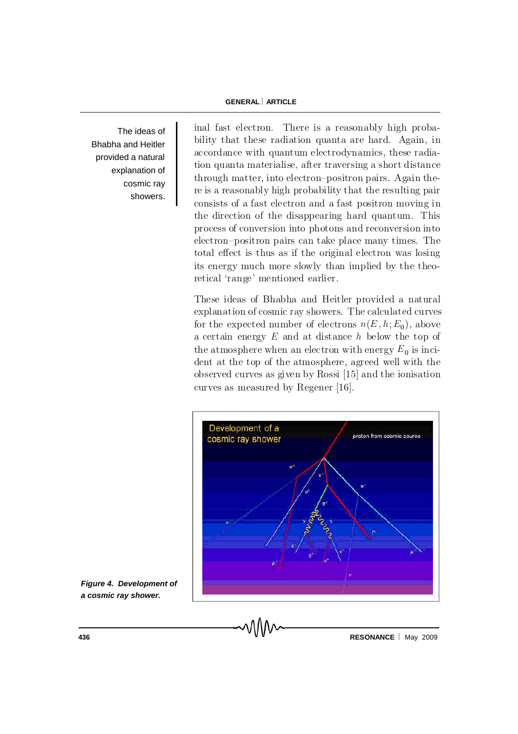inal fast electron. There is a reasonably high probability that these radiation quanta are hard. Again, in accordance with quantum electrodynamics, these radiation quanta materialise, after traversing a short distance through matter, into electron–positron pairs. Again there is a reasonably high probability that the resulting pair consists of a fast electron and a fast positron moving in the direction of the disappearing hard quantum. This process of conversion into photons and reconversion into electron–positron pairs can take place many times. The total effect is thus as if the original electron was losing its energy much more slowly than implied by the theoretical 'range' mentioned earlier.

The ideas of Bhabha and Heitler provided a natural explanation of cosmic ray showers.

These ideas of Bhabha and Heitler provided a natural explanation of cosmic ray showers. The calculated curves for the expected number of electrons $n(E, h; E_0)$, above a certain energy $E$ and at distance $h$ below the top of the atmosphere when an electron with energy $E_0$ is incident at the top of the atmosphere, agreed well with the observed curves as given by Rossi [15] and the ionisation curves as measured by Regener [16].

***Figure 4. Development of a cosmic ray shower.***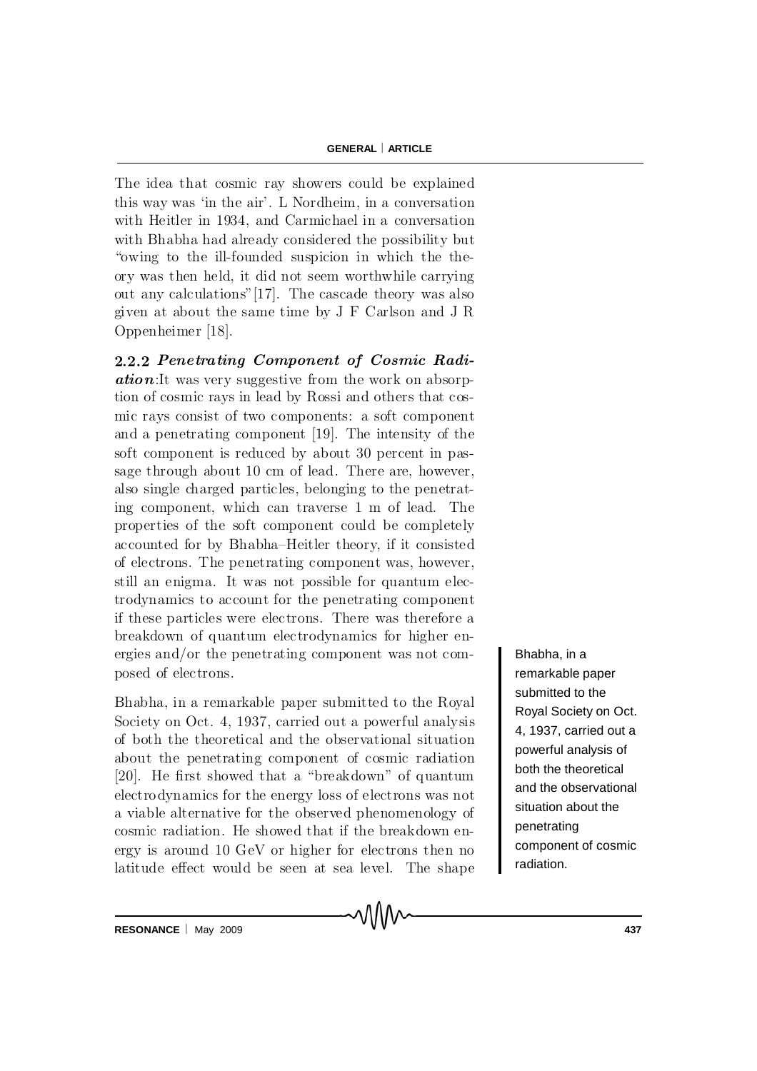The idea that cosmic ray showers could be explained this way was 'in the air'. L Nordheim, in a conversation with Heitler in 1934, and Carmichael in a conversation with Bhabha had already considered the possibility but "owing to the ill-founded suspicion in which the theory was then held, it did not seem worthwhile carrying out any calculations"[17]. The cascade theory was also given at about the same time by J F Carlson and J R Oppenheimer [18].

### 2.2.2 *Penetrating Component of Cosmic Radiation*

It was very suggestive from the work on absorption of cosmic rays in lead by Rossi and others that cosmic rays consist of two components: a soft component and a penetrating component [19]. The intensity of the soft component is reduced by about 30 percent in passage through about 10 cm of lead. There are, however, also single charged particles, belonging to the penetrating component, which can traverse 1 m of lead. The properties of the soft component could be completely accounted for by Bhabha–Heitler theory, if it consisted of electrons. The penetrating component was, however, still an enigma. It was not possible for quantum electrodynamics to account for the penetrating component if these particles were electrons. There was therefore a breakdown of quantum electrodynamics for higher energies and/or the penetrating component was not composed of electrons.

Bhabha, in a remarkable paper submitted to the Royal Society on Oct. 4, 1937, carried out a powerful analysis of both the theoretical and the observational situation about the penetrating component of cosmic radiation [20]. He first showed that a "breakdown" of quantum electrodynamics for the energy loss of electrons was not a viable alternative for the observed phenomenology of cosmic radiation. He showed that if the breakdown energy is around 10 GeV or higher for electrons then no latitude effect would be seen at sea level. The shape

Bhabha, in a remarkable paper submitted to the Royal Society on Oct. 4, 1937, carried out a powerful analysis of both the theoretical and the observational situation about the penetrating component of cosmic radiation.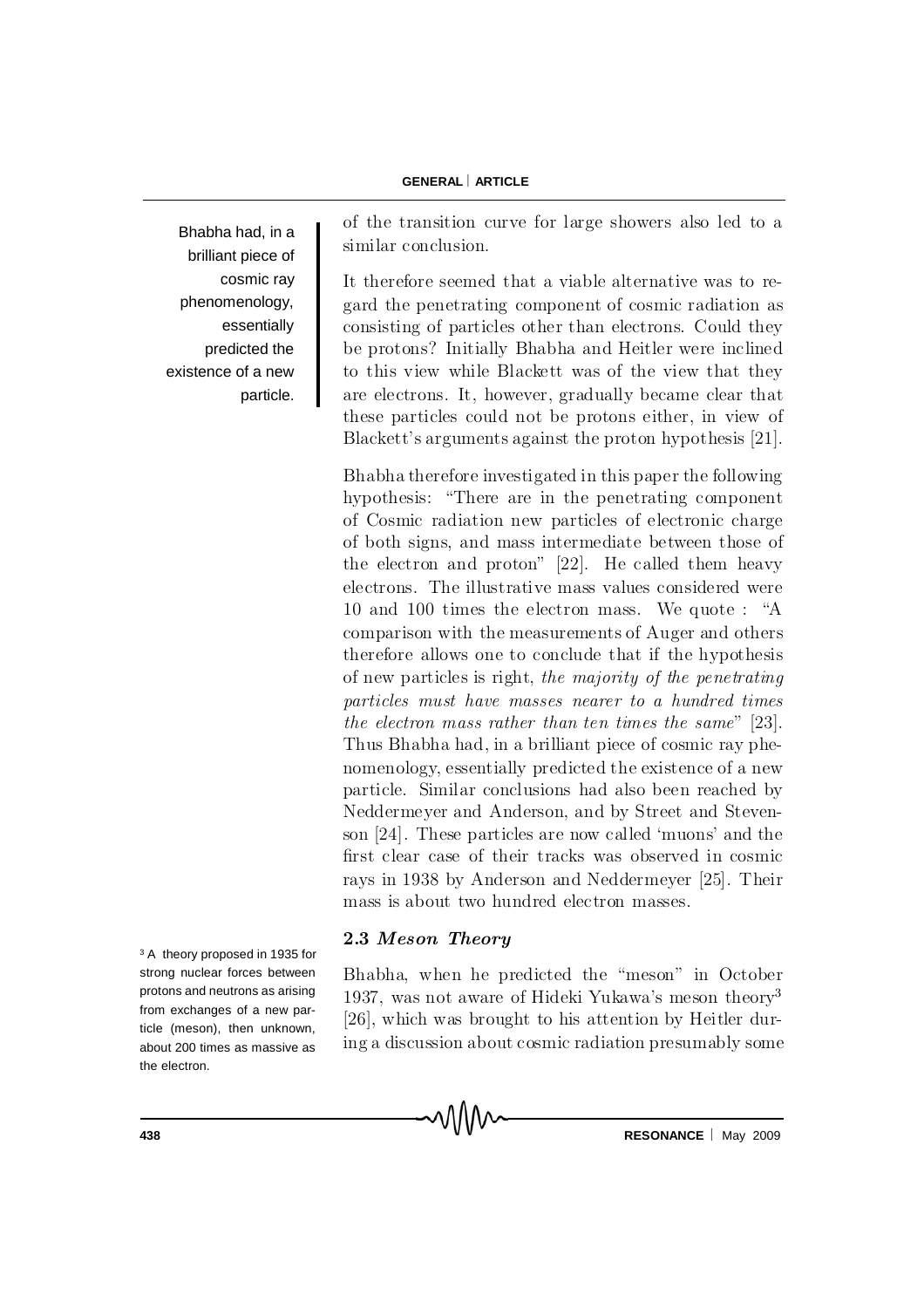of the transition curve for large showers also led to a similar conclusion.

Bhabha had, in a brilliant piece of cosmic ray phenomenology, essentially predicted the existence of a new particle.

It therefore seemed that a viable alternative was to regard the penetrating component of cosmic radiation as consisting of particles other than electrons. Could they be protons? Initially Bhabha and Heitler were inclined to this view while Blackett was of the view that they are electrons. It, however, gradually became clear that these particles could not be protons either, in view of Blackett's arguments against the proton hypothesis [21].

Bhabha therefore investigated in this paper the following hypothesis: "There are in the penetrating component of Cosmic radiation new particles of electronic charge of both signs, and mass intermediate between those of the electron and proton" [22]. He called them heavy electrons. The illustrative mass values considered were 10 and 100 times the electron mass. We quote : "A comparison with the measurements of Auger and others therefore allows one to conclude that if the hypothesis of new particles is right, *the majority of the penetrating particles must have masses nearer to a hundred times the electron mass rather than ten times the same*" [23]. Thus Bhabha had, in a brilliant piece of cosmic ray phenomenology, essentially predicted the existence of a new particle. Similar conclusions had also been reached by Neddermeyer and Anderson, and by Street and Stevenson [24]. These particles are now called 'muons' and the first clear case of their tracks was observed in cosmic rays in 1938 by Anderson and Neddermeyer [25]. Their mass is about two hundred electron masses.

### 2.3 *Meson Theory*

Bhabha, when he predicted the "meson" in October 1937, was not aware of Hideki Yukawa's meson theory[3] [26], which was brought to his attention by Heitler during a discussion about cosmic radiation presumably some

[3] A theory proposed in 1935 for strong nuclear forces between protons and neutrons as arising from exchanges of a new particle (meson), then unknown, about 200 times as massive as the electron.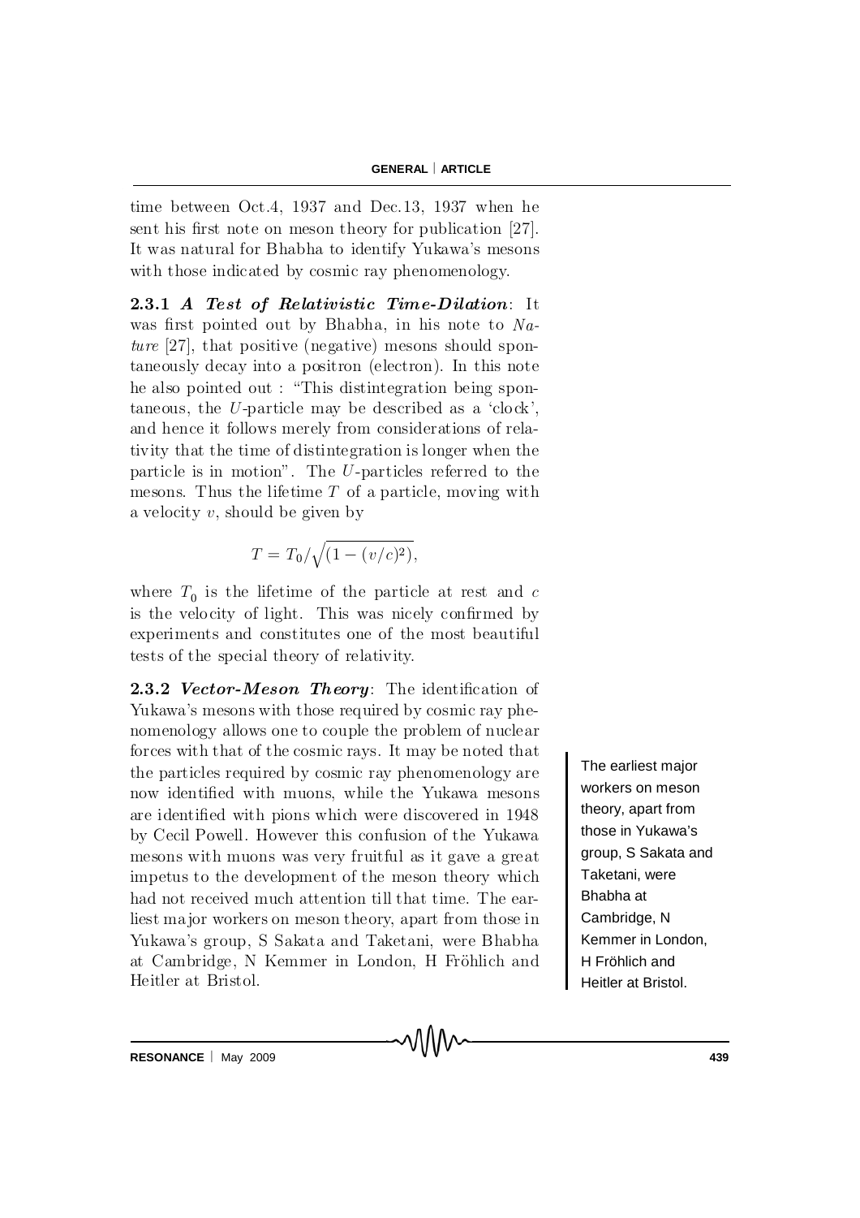time between Oct.4, 1937 and Dec.13, 1937 when he sent his first note on meson theory for publication [27]. It was natural for Bhabha to identify Yukawa's mesons with those indicated by cosmic ray phenomenology.

**2.3.1** ***A Test of Relativistic Time-Dilation***: It was first pointed out by Bhabha, in his note to *Nature* [27], that positive (negative) mesons should spontaneously decay into a positron (electron). In this note he also pointed out : "This distintegration being spontaneous, the $U$-particle may be described as a 'clock', and hence it follows merely from considerations of relativity that the time of distintegration is longer when the particle is in motion". The $U$-particles referred to the mesons. Thus the lifetime $T$ of a particle, moving with a velocity $v$, should be given by

$$T = T_0/\sqrt{(1-(v/c)^2)},$$

where $T_0$ is the lifetime of the particle at rest and $c$ is the velocity of light. This was nicely confirmed by experiments and constitutes one of the most beautiful tests of the special theory of relativity.

**2.3.2** ***Vector-Meson Theory***: The identification of Yukawa's mesons with those required by cosmic ray phenomenology allows one to couple the problem of nuclear forces with that of the cosmic rays. It may be noted that the particles required by cosmic ray phenomenology are now identified with muons, while the Yukawa mesons are identified with pions which were discovered in 1948 by Cecil Powell. However this confusion of the Yukawa mesons with muons was very fruitful as it gave a great impetus to the development of the meson theory which had not received much attention till that time. The earliest major workers on meson theory, apart from those in Yukawa's group, S Sakata and Taketani, were Bhabha at Cambridge, N Kemmer in London, H Fröhlich and Heitler at Bristol.

The earliest major workers on meson theory, apart from those in Yukawa's group, S Sakata and Taketani, were Bhabha at Cambridge, N Kemmer in London, H Fröhlich and Heitler at Bristol.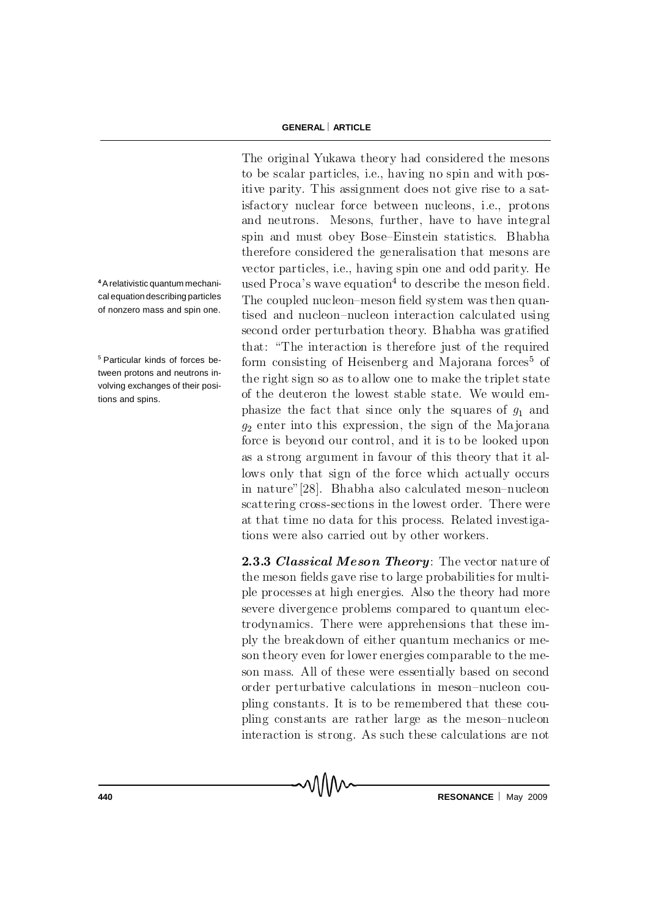The original Yukawa theory had considered the mesons to be scalar particles, i.e., having no spin and with positive parity. This assignment does not give rise to a satisfactory nuclear force between nucleons, i.e., protons and neutrons. Mesons, further, have to have integral spin and must obey Bose–Einstein statistics. Bhabha therefore considered the generalisation that mesons are vector particles, i.e., having spin one and odd parity. He used Proca's wave equation[4] to describe the meson field. The coupled nucleon–meson field system was then quantised and nucleon–nucleon interaction calculated using second order perturbation theory. Bhabha was gratified that: "The interaction is therefore just of the required form consisting of Heisenberg and Majorana forces[5] of the right sign so as to allow one to make the triplet state of the deuteron the lowest stable state. We would emphasize the fact that since only the squares of $g_1$ and $g_2$ enter into this expression, the sign of the Majorana force is beyond our control, and it is to be looked upon as a strong argument in favour of this theory that it allows only that sign of the force which actually occurs in nature"[28]. Bhabha also calculated meson–nucleon scattering cross-sections in the lowest order. There were at that time no data for this process. Related investigations were also carried out by other workers.

[4] A relativistic quantum mechanical equation describing particles of nonzero mass and spin one.

[5] Particular kinds of forces between protons and neutrons involving exchanges of their positions and spins.

**2.3.3 *Classical Meson Theory***: The vector nature of the meson fields gave rise to large probabilities for multiple processes at high energies. Also the theory had more severe divergence problems compared to quantum electrodynamics. There were apprehensions that these imply the breakdown of either quantum mechanics or meson theory even for lower energies comparable to the meson mass. All of these were essentially based on second order perturbative calculations in meson–nucleon coupling constants. It is to be remembered that these coupling constants are rather large as the meson–nucleon interaction is strong. As such these calculations are not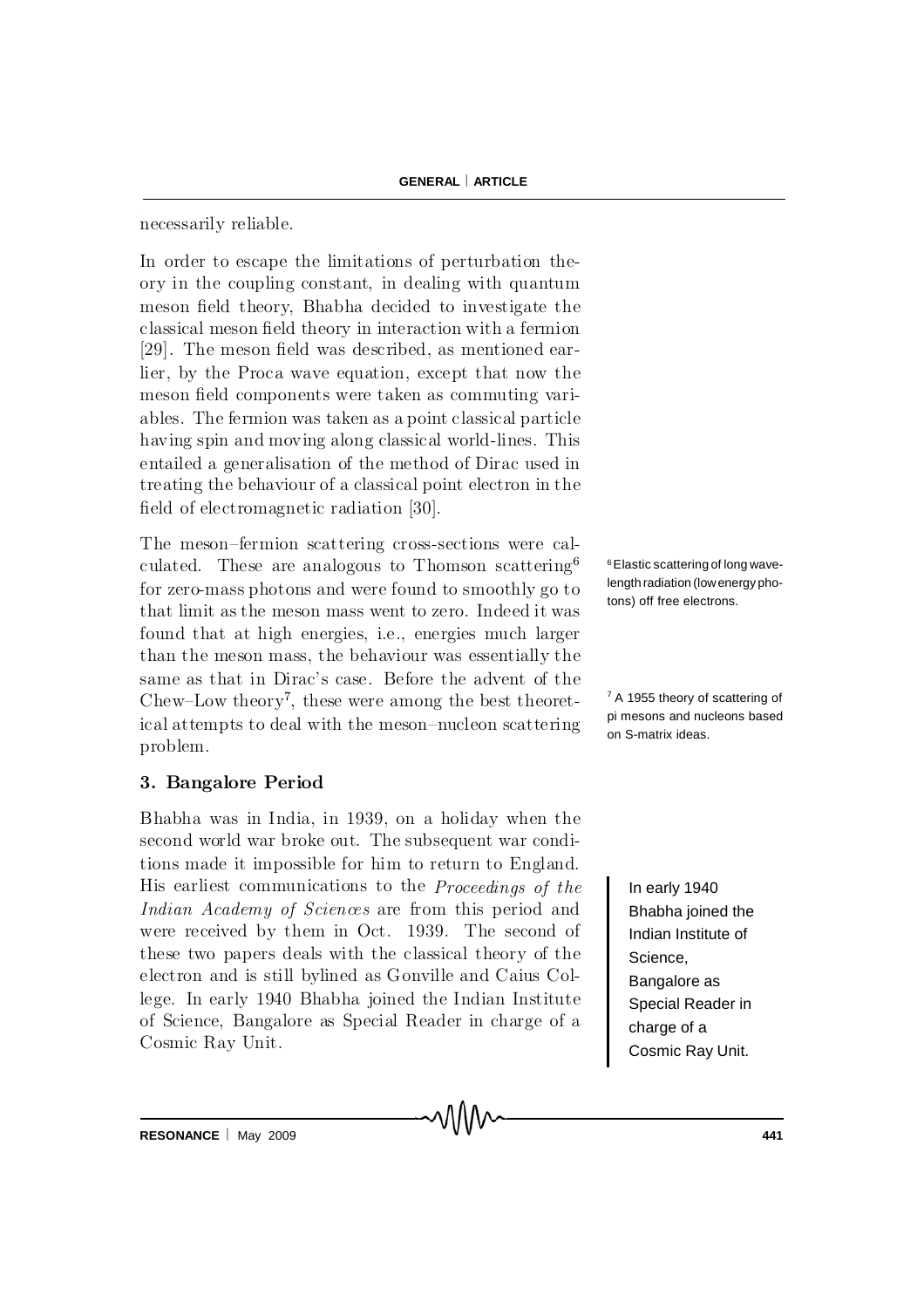necessarily reliable.

In order to escape the limitations of perturbation theory in the coupling constant, in dealing with quantum meson field theory, Bhabha decided to investigate the classical meson field theory in interaction with a fermion [29]. The meson field was described, as mentioned earlier, by the Proca wave equation, except that now the meson field components were taken as commuting variables. The fermion was taken as a point classical particle having spin and moving along classical world-lines. This entailed a generalisation of the method of Dirac used in treating the behaviour of a classical point electron in the field of electromagnetic radiation [30].

The meson–fermion scattering cross-sections were calculated. These are analogous to Thomson scattering[6] for zero-mass photons and were found to smoothly go to that limit as the meson mass went to zero. Indeed it was found that at high energies, i.e., energies much larger than the meson mass, the behaviour was essentially the same as that in Dirac's case. Before the advent of the Chew–Low theory[7], these were among the best theoretical attempts to deal with the meson–nucleon scattering problem.

[6] Elastic scattering of long wavelength radiation (low energy photons) off free electrons.

[7] A 1955 theory of scattering of pi mesons and nucleons based on S-matrix ideas.

## 3. Bangalore Period

Bhabha was in India, in 1939, on a holiday when the second world war broke out. The subsequent war conditions made it impossible for him to return to England. His earliest communications to the *Proceedings of the Indian Academy of Sciences* are from this period and were received by them in Oct. 1939. The second of these two papers deals with the classical theory of the electron and is still bylined as Gonville and Caius College. In early 1940 Bhabha joined the Indian Institute of Science, Bangalore as Special Reader in charge of a Cosmic Ray Unit.

In early 1940 Bhabha joined the Indian Institute of Science, Bangalore as Special Reader in charge of a Cosmic Ray Unit.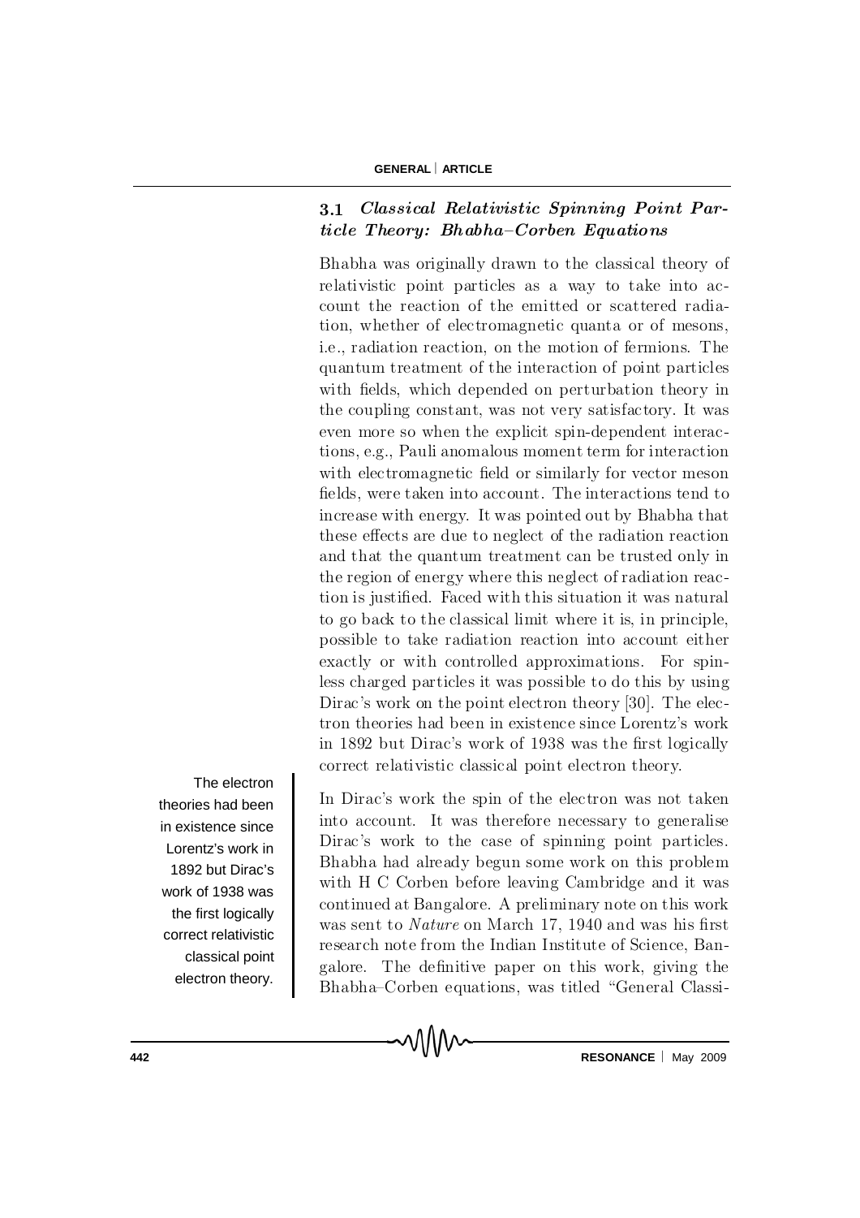### 3.1 *Classical Relativistic Spinning Point Particle Theory: Bhabha–Corben Equations*

Bhabha was originally drawn to the classical theory of relativistic point particles as a way to take into account the reaction of the emitted or scattered radiation, whether of electromagnetic quanta or of mesons, i.e., radiation reaction, on the motion of fermions. The quantum treatment of the interaction of point particles with fields, which depended on perturbation theory in the coupling constant, was not very satisfactory. It was even more so when the explicit spin-dependent interactions, e.g., Pauli anomalous moment term for interaction with electromagnetic field or similarly for vector meson fields, were taken into account. The interactions tend to increase with energy. It was pointed out by Bhabha that these effects are due to neglect of the radiation reaction and that the quantum treatment can be trusted only in the region of energy where this neglect of radiation reaction is justified. Faced with this situation it was natural to go back to the classical limit where it is, in principle, possible to take radiation reaction into account either exactly or with controlled approximations. For spinless charged particles it was possible to do this by using Dirac's work on the point electron theory [30]. The electron theories had been in existence since Lorentz's work in 1892 but Dirac's work of 1938 was the first logically correct relativistic classical point electron theory.

The electron theories had been in existence since Lorentz's work in 1892 but Dirac's work of 1938 was the first logically correct relativistic classical point electron theory.

In Dirac's work the spin of the electron was not taken into account. It was therefore necessary to generalise Dirac's work to the case of spinning point particles. Bhabha had already begun some work on this problem with H C Corben before leaving Cambridge and it was continued at Bangalore. A preliminary note on this work was sent to *Nature* on March 17, 1940 and was his first research note from the Indian Institute of Science, Bangalore. The definitive paper on this work, giving the Bhabha–Corben equations, was titled "General Classi-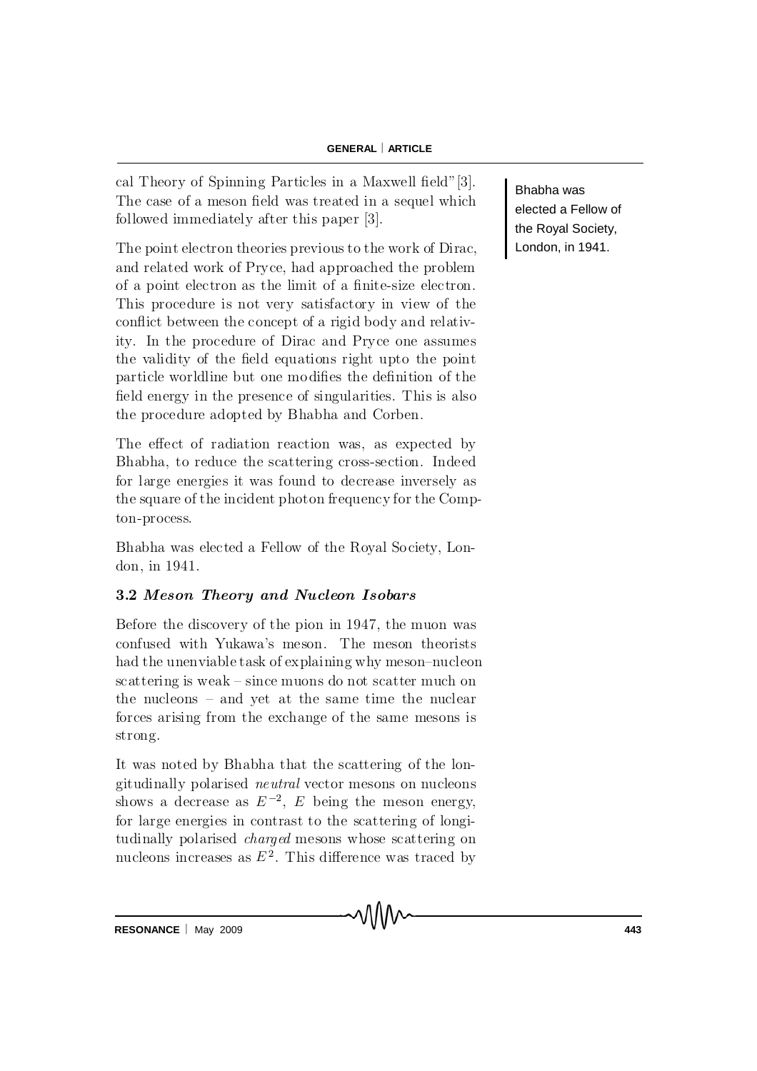cal Theory of Spinning Particles in a Maxwell field"[3]. The case of a meson field was treated in a sequel which followed immediately after this paper [3].

Bhabha was elected a Fellow of the Royal Society, London, in 1941.

The point electron theories previous to the work of Dirac, and related work of Pryce, had approached the problem of a point electron as the limit of a finite-size electron. This procedure is not very satisfactory in view of the conflict between the concept of a rigid body and relativity. In the procedure of Dirac and Pryce one assumes the validity of the field equations right upto the point particle worldline but one modifies the definition of the field energy in the presence of singularities. This is also the procedure adopted by Bhabha and Corben.

The effect of radiation reaction was, as expected by Bhabha, to reduce the scattering cross-section. Indeed for large energies it was found to decrease inversely as the square of the incident photon frequency for the Compton-process.

Bhabha was elected a Fellow of the Royal Society, London, in 1941.

### 3.2 *Meson Theory and Nucleon Isobars*

Before the discovery of the pion in 1947, the muon was confused with Yukawa's meson. The meson theorists had the unenviable task of explaining why meson–nucleon scattering is weak – since muons do not scatter much on the nucleons – and yet at the same time the nuclear forces arising from the exchange of the same mesons is strong.

It was noted by Bhabha that the scattering of the longitudinally polarised *neutral* vector mesons on nucleons shows a decrease as $E^{-2}$, $E$ being the meson energy, for large energies in contrast to the scattering of longitudinally polarised *charged* mesons whose scattering on nucleons increases as $E^2$. This difference was traced by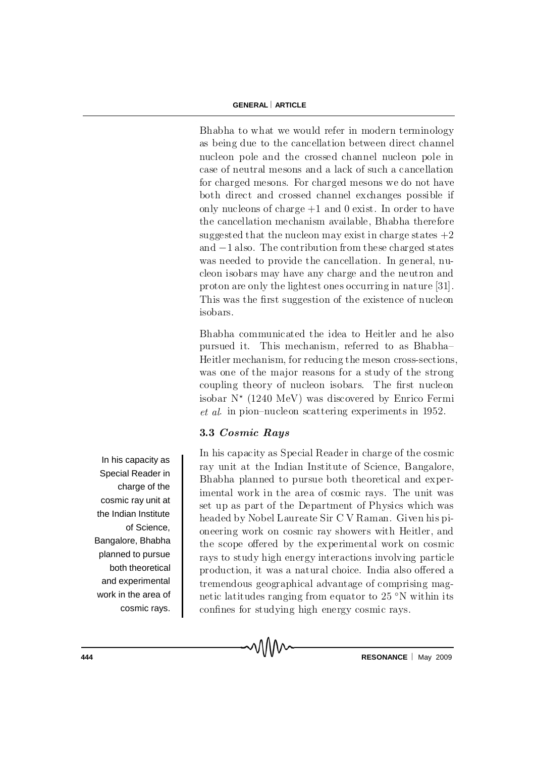Bhabha to what we would refer in modern terminology as being due to the cancellation between direct channel nucleon pole and the crossed channel nucleon pole in case of neutral mesons and a lack of such a cancellation for charged mesons. For charged mesons we do not have both direct and crossed channel exchanges possible if only nucleons of charge $+1$ and $0$ exist. In order to have the cancellation mechanism available, Bhabha therefore suggested that the nucleon may exist in charge states $+2$ and $-1$ also. The contribution from these charged states was needed to provide the cancellation. In general, nucleon isobars may have any charge and the neutron and proton are only the lightest ones occurring in nature [31]. This was the first suggestion of the existence of nucleon isobars.

Bhabha communicated the idea to Heitler and he also pursued it. This mechanism, referred to as Bhabha–Heitler mechanism, for reducing the meson cross-sections, was one of the major reasons for a study of the strong coupling theory of nucleon isobars. The first nucleon isobar $N^\star$ (1240 MeV) was discovered by Enrico Fermi *et al*. in pion–nucleon scattering experiments in 1952.

### 3.3 *Cosmic Rays*

In his capacity as Special Reader in charge of the cosmic ray unit at the Indian Institute of Science, Bangalore, Bhabha planned to pursue both theoretical and experimental work in the area of cosmic rays.

In his capacity as Special Reader in charge of the cosmic ray unit at the Indian Institute of Science, Bangalore, Bhabha planned to pursue both theoretical and experimental work in the area of cosmic rays. The unit was set up as part of the Department of Physics which was headed by Nobel Laureate Sir C V Raman. Given his pioneering work on cosmic ray showers with Heitler, and the scope offered by the experimental work on cosmic rays to study high energy interactions involving particle production, it was a natural choice. India also offered a tremendous geographical advantage of comprising magnetic latitudes ranging from equator to 25 °N within its confines for studying high energy cosmic rays.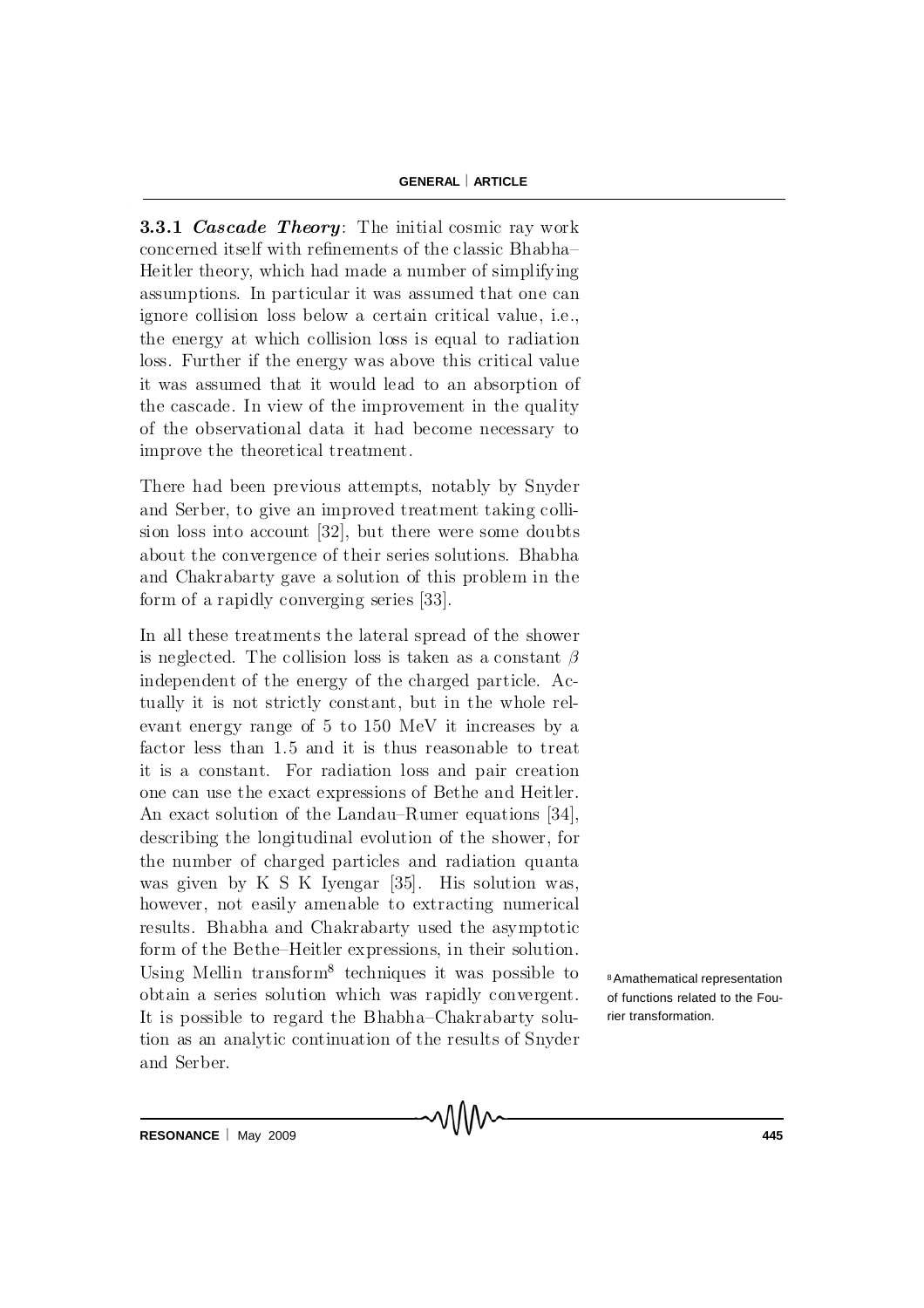**3.3.1 *Cascade Theory*:** The initial cosmic ray work concerned itself with refinements of the classic Bhabha–Heitler theory, which had made a number of simplifying assumptions. In particular it was assumed that one can ignore collision loss below a certain critical value, i.e., the energy at which collision loss is equal to radiation loss. Further if the energy was above this critical value it was assumed that it would lead to an absorption of the cascade. In view of the improvement in the quality of the observational data it had become necessary to improve the theoretical treatment.

There had been previous attempts, notably by Snyder and Serber, to give an improved treatment taking collision loss into account [32], but there were some doubts about the convergence of their series solutions. Bhabha and Chakrabarty gave a solution of this problem in the form of a rapidly converging series [33].

In all these treatments the lateral spread of the shower is neglected. The collision loss is taken as a constant $\beta$ independent of the energy of the charged particle. Actually it is not strictly constant, but in the whole relevant energy range of 5 to 150 MeV it increases by a factor less than 1.5 and it is thus reasonable to treat it is a constant. For radiation loss and pair creation one can use the exact expressions of Bethe and Heitler. An exact solution of the Landau–Rumer equations [34], describing the longitudinal evolution of the shower, for the number of charged particles and radiation quanta was given by K S K Iyengar [35]. His solution was, however, not easily amenable to extracting numerical results. Bhabha and Chakrabarty used the asymptotic form of the Bethe–Heitler expressions, in their solution. Using Mellin transform[8] techniques it was possible to obtain a series solution which was rapidly convergent. It is possible to regard the Bhabha–Chakrabarty solution as an analytic continuation of the results of Snyder and Serber.

[8] Amathematical representation of functions related to the Fourier transformation.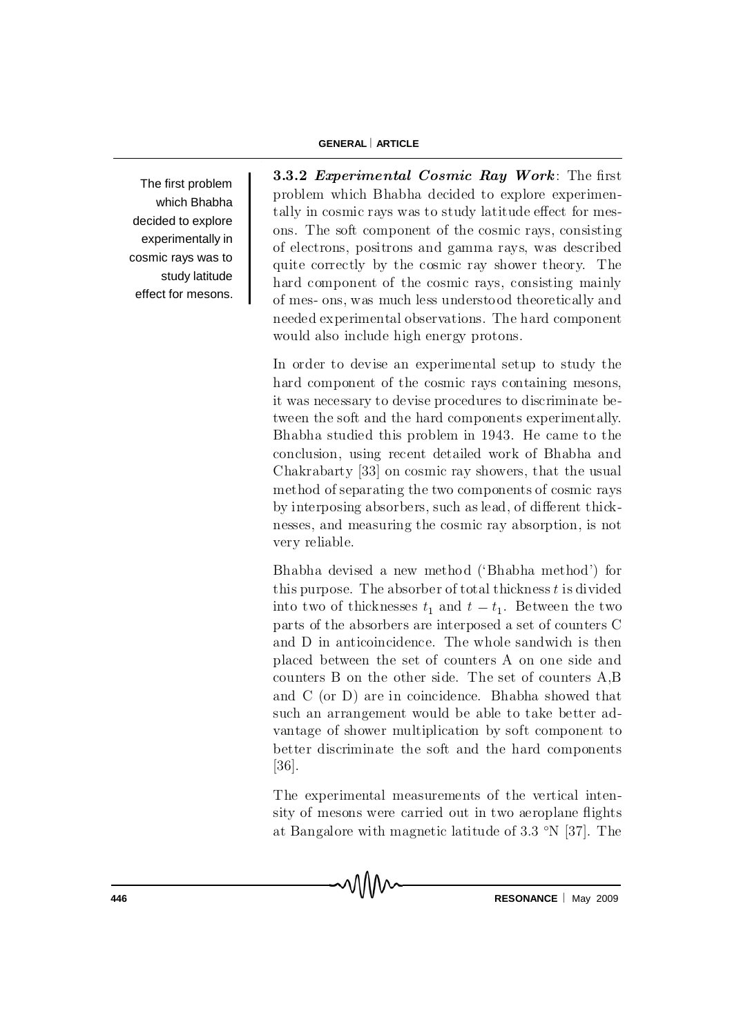The first problem which Bhabha decided to explore experimentally in cosmic rays was to study latitude effect for mesons.

**3.3.2 *Experimental Cosmic Ray Work***: The first problem which Bhabha decided to explore experimentally in cosmic rays was to study latitude effect for mesons. The soft component of the cosmic rays, consisting of electrons, positrons and gamma rays, was described quite correctly by the cosmic ray shower theory. The hard component of the cosmic rays, consisting mainly of mes- ons, was much less understood theoretically and needed experimental observations. The hard component would also include high energy protons.

In order to devise an experimental setup to study the hard component of the cosmic rays containing mesons, it was necessary to devise procedures to discriminate between the soft and the hard components experimentally. Bhabha studied this problem in 1943. He came to the conclusion, using recent detailed work of Bhabha and Chakrabarty [33] on cosmic ray showers, that the usual method of separating the two components of cosmic rays by interposing absorbers, such as lead, of different thicknesses, and measuring the cosmic ray absorption, is not very reliable.

Bhabha devised a new method ('Bhabha method') for this purpose. The absorber of total thickness $t$ is divided into two of thicknesses $t_1$ and $t - t_1$. Between the two parts of the absorbers are interposed a set of counters C and D in anticoincidence. The whole sandwich is then placed between the set of counters A on one side and counters B on the other side. The set of counters A,B and C (or D) are in coincidence. Bhabha showed that such an arrangement would be able to take better advantage of shower multiplication by soft component to better discriminate the soft and the hard components [36].

The experimental measurements of the vertical intensity of mesons were carried out in two aeroplane flights at Bangalore with magnetic latitude of 3.3 °N [37]. The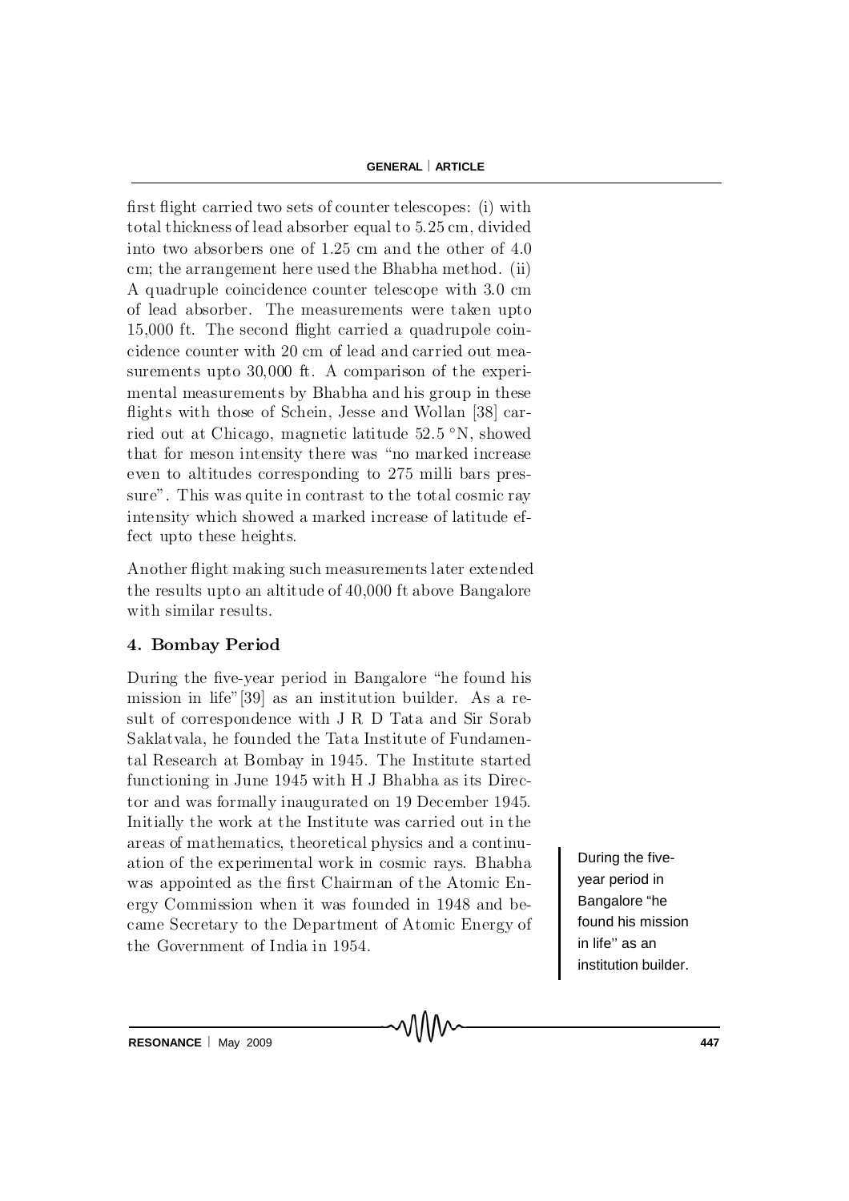first flight carried two sets of counter telescopes: (i) with total thickness of lead absorber equal to 5.25 cm, divided into two absorbers one of 1.25 cm and the other of 4.0 cm; the arrangement here used the Bhabha method. (ii) A quadruple coincidence counter telescope with 3.0 cm of lead absorber. The measurements were taken upto 15,000 ft. The second flight carried a quadrupole coincidence counter with 20 cm of lead and carried out measurements upto 30,000 ft. A comparison of the experimental measurements by Bhabha and his group in these flights with those of Schein, Jesse and Wollan [38] carried out at Chicago, magnetic latitude 52.5 °N, showed that for meson intensity there was "no marked increase even to altitudes corresponding to 275 milli bars pressure". This was quite in contrast to the total cosmic ray intensity which showed a marked increase of latitude effect upto these heights.

Another flight making such measurements later extended the results upto an altitude of 40,000 ft above Bangalore with similar results.

## 4. Bombay Period

During the five-year period in Bangalore "he found his mission in life"[39] as an institution builder. As a result of correspondence with J R D Tata and Sir Sorab Saklatvala, he founded the Tata Institute of Fundamental Research at Bombay in 1945. The Institute started functioning in June 1945 with H J Bhabha as its Director and was formally inaugurated on 19 December 1945. Initially the work at the Institute was carried out in the areas of mathematics, theoretical physics and a continuation of the experimental work in cosmic rays. Bhabha was appointed as the first Chairman of the Atomic Energy Commission when it was founded in 1948 and became Secretary to the Department of Atomic Energy of the Government of India in 1954.

During the five-year period in Bangalore "he found his mission in life" as an institution builder.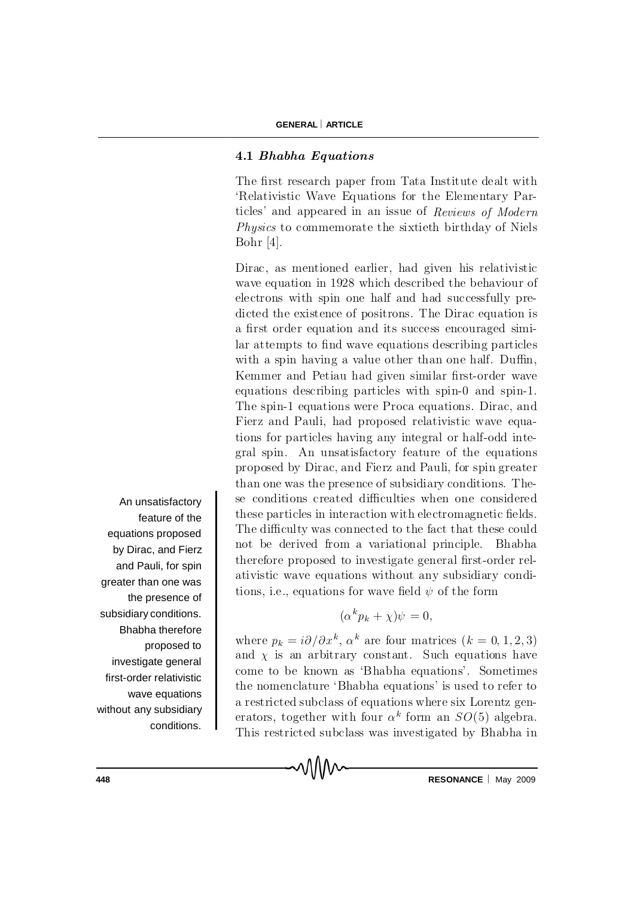### 4.1 *Bhabha Equations*

The first research paper from Tata Institute dealt with 'Relativistic Wave Equations for the Elementary Particles' and appeared in an issue of *Reviews of Modern Physics* to commemorate the sixtieth birthday of Niels Bohr [4].

Dirac, as mentioned earlier, had given his relativistic wave equation in 1928 which described the behaviour of electrons with spin one half and had successfully predicted the existence of positrons. The Dirac equation is a first order equation and its success encouraged similar attempts to find wave equations describing particles with a spin having a value other than one half. Duffin, Kemmer and Petiau had given similar first-order wave equations describing particles with spin-0 and spin-1. The spin-1 equations were Proca equations. Dirac, and Fierz and Pauli, had proposed relativistic wave equations for particles having any integral or half-odd integral spin. An unsatisfactory feature of the equations proposed by Dirac, and Fierz and Pauli, for spin greater than one was the presence of subsidiary conditions. These conditions created difficulties when one considered these particles in interaction with electromagnetic fields. The difficulty was connected to the fact that these could not be derived from a variational principle. Bhabha therefore proposed to investigate general first-order relativistic wave equations without any subsidiary conditions, i.e., equations for wave field $\psi$ of the form

$$(\alpha^k p_k + \chi)\psi = 0,$$

where $p_k = i\partial/\partial x^k$, $\alpha^k$ are four matrices $(k = 0, 1, 2, 3)$ and $\chi$ is an arbitrary constant. Such equations have come to be known as 'Bhabha equations'. Sometimes the nomenclature 'Bhabha equations' is used to refer to a restricted subclass of equations where six Lorentz generators, together with four $\alpha^k$ form an $SO(5)$ algebra. This restricted subclass was investigated by Bhabha in

An unsatisfactory feature of the equations proposed by Dirac, and Fierz and Pauli, for spin greater than one was the presence of subsidiary conditions. Bhabha therefore proposed to investigate general first-order relativistic wave equations without any subsidiary conditions.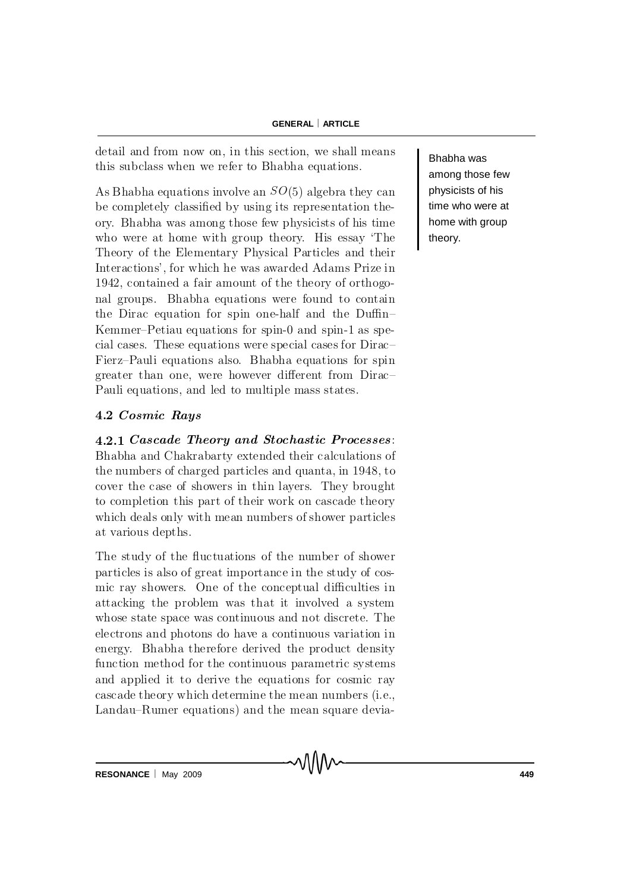detail and from now on, in this section, we shall means this subclass when we refer to Bhabha equations.

As Bhabha equations involve an $SO(5)$ algebra they can be completely classified by using its representation theory. Bhabha was among those few physicists of his time who were at home with group theory. His essay 'The Theory of the Elementary Physical Particles and their Interactions', for which he was awarded Adams Prize in 1942, contained a fair amount of the theory of orthogonal groups. Bhabha equations were found to contain the Dirac equation for spin one-half and the Duffin–Kemmer–Petiau equations for spin-0 and spin-1 as special cases. These equations were special cases for Dirac–Fierz–Pauli equations also. Bhabha equations for spin greater than one, were however different from Dirac–Pauli equations, and led to multiple mass states.

Bhabha was among those few physicists of his time who were at home with group theory.

### 4.2 *Cosmic Rays*

**4.2.1** ***Cascade Theory and Stochastic Processes***: Bhabha and Chakrabarty extended their calculations of the numbers of charged particles and quanta, in 1948, to cover the case of showers in thin layers. They brought to completion this part of their work on cascade theory which deals only with mean numbers of shower particles at various depths.

The study of the fluctuations of the number of shower particles is also of great importance in the study of cosmic ray showers. One of the conceptual difficulties in attacking the problem was that it involved a system whose state space was continuous and not discrete. The electrons and photons do have a continuous variation in energy. Bhabha therefore derived the product density function method for the continuous parametric systems and applied it to derive the equations for cosmic ray cascade theory which determine the mean numbers (i.e., Landau–Rumer equations) and the mean square devia-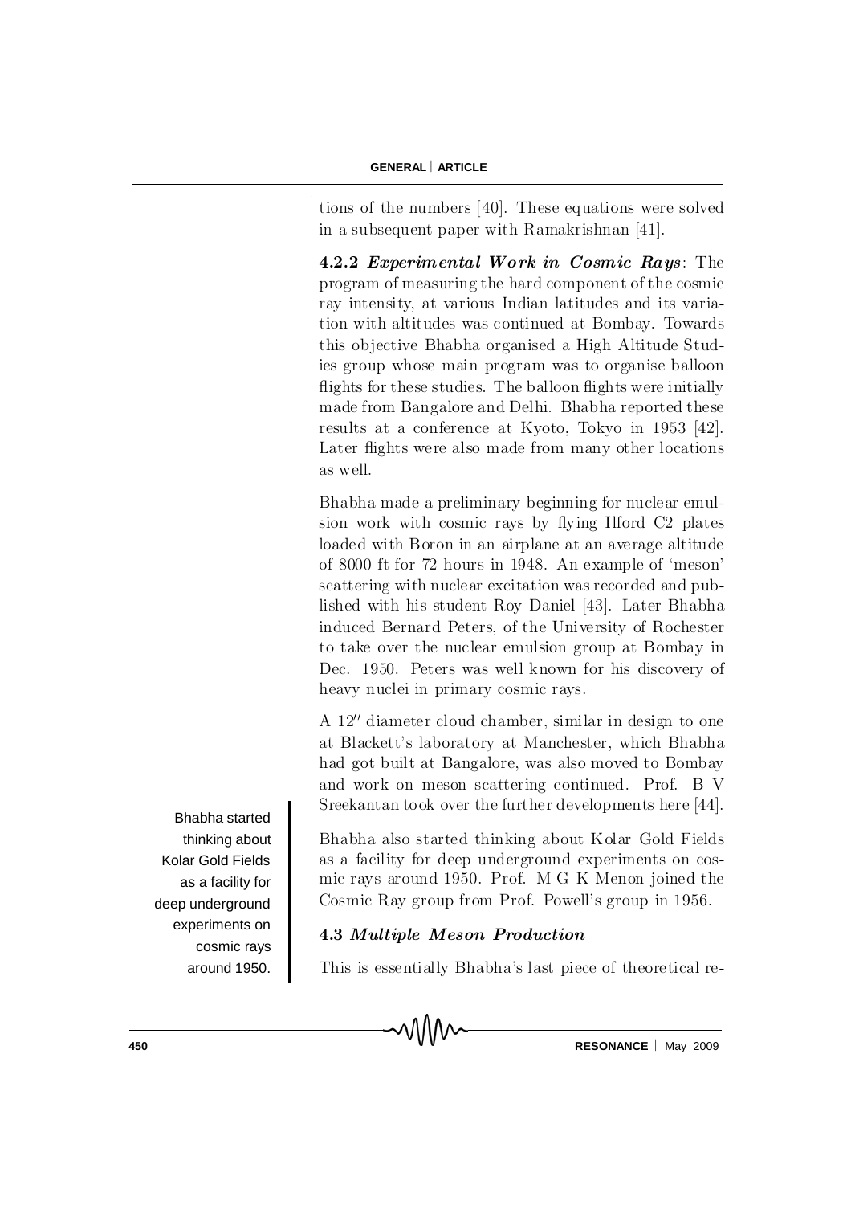tions of the numbers [40]. These equations were solved in a subsequent paper with Ramakrishnan [41].

**4.2.2 *Experimental Work in Cosmic Rays***: The program of measuring the hard component of the cosmic ray intensity, at various Indian latitudes and its variation with altitudes was continued at Bombay. Towards this objective Bhabha organised a High Altitude Studies group whose main program was to organise balloon flights for these studies. The balloon flights were initially made from Bangalore and Delhi. Bhabha reported these results at a conference at Kyoto, Tokyo in 1953 [42]. Later flights were also made from many other locations as well.

Bhabha made a preliminary beginning for nuclear emulsion work with cosmic rays by flying Ilford C2 plates loaded with Boron in an airplane at an average altitude of 8000 ft for 72 hours in 1948. An example of 'meson' scattering with nuclear excitation was recorded and published with his student Roy Daniel [43]. Later Bhabha induced Bernard Peters, of the University of Rochester to take over the nuclear emulsion group at Bombay in Dec. 1950. Peters was well known for his discovery of heavy nuclei in primary cosmic rays.

A 12″ diameter cloud chamber, similar in design to one at Blackett's laboratory at Manchester, which Bhabha had got built at Bangalore, was also moved to Bombay and work on meson scattering continued. Prof. B V Sreekantan took over the further developments here [44].

Bhabha also started thinking about Kolar Gold Fields as a facility for deep underground experiments on cosmic rays around 1950. Prof. M G K Menon joined the Cosmic Ray group from Prof. Powell's group in 1956.

Bhabha started thinking about Kolar Gold Fields as a facility for deep underground experiments on cosmic rays around 1950.

### 4.3 *Multiple Meson Production*

This is essentially Bhabha's last piece of theoretical re-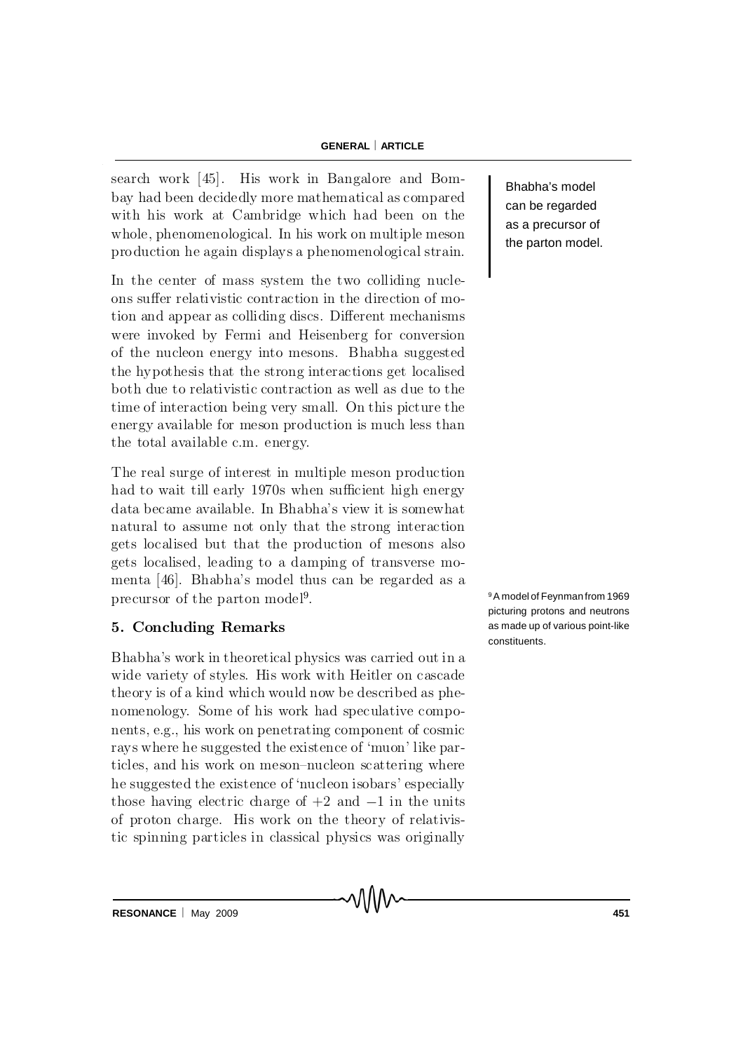search work [45]. His work in Bangalore and Bombay had been decidedly more mathematical as compared with his work at Cambridge which had been on the whole, phenomenological. In his work on multiple meson production he again displays a phenomenological strain.

Bhabha's model can be regarded as a precursor of the parton model.

In the center of mass system the two colliding nucleons suffer relativistic contraction in the direction of motion and appear as colliding discs. Different mechanisms were invoked by Fermi and Heisenberg for conversion of the nucleon energy into mesons. Bhabha suggested the hypothesis that the strong interactions get localised both due to relativistic contraction as well as due to the time of interaction being very small. On this picture the energy available for meson production is much less than the total available c.m. energy.

The real surge of interest in multiple meson production had to wait till early 1970s when sufficient high energy data became available. In Bhabha's view it is somewhat natural to assume not only that the strong interaction gets localised but that the production of mesons also gets localised, leading to a damping of transverse momenta [46]. Bhabha's model thus can be regarded as a precursor of the parton model[9].

[9] A model of Feynman from 1969 picturing protons and neutrons as made up of various point-like constituents.

## 5. Concluding Remarks

Bhabha's work in theoretical physics was carried out in a wide variety of styles. His work with Heitler on cascade theory is of a kind which would now be described as phenomenology. Some of his work had speculative components, e.g., his work on penetrating component of cosmic rays where he suggested the existence of 'muon' like particles, and his work on meson–nucleon scattering where he suggested the existence of 'nucleon isobars' especially those having electric charge of $+2$ and $-1$ in the units of proton charge. His work on the theory of relativistic spinning particles in classical physics was originally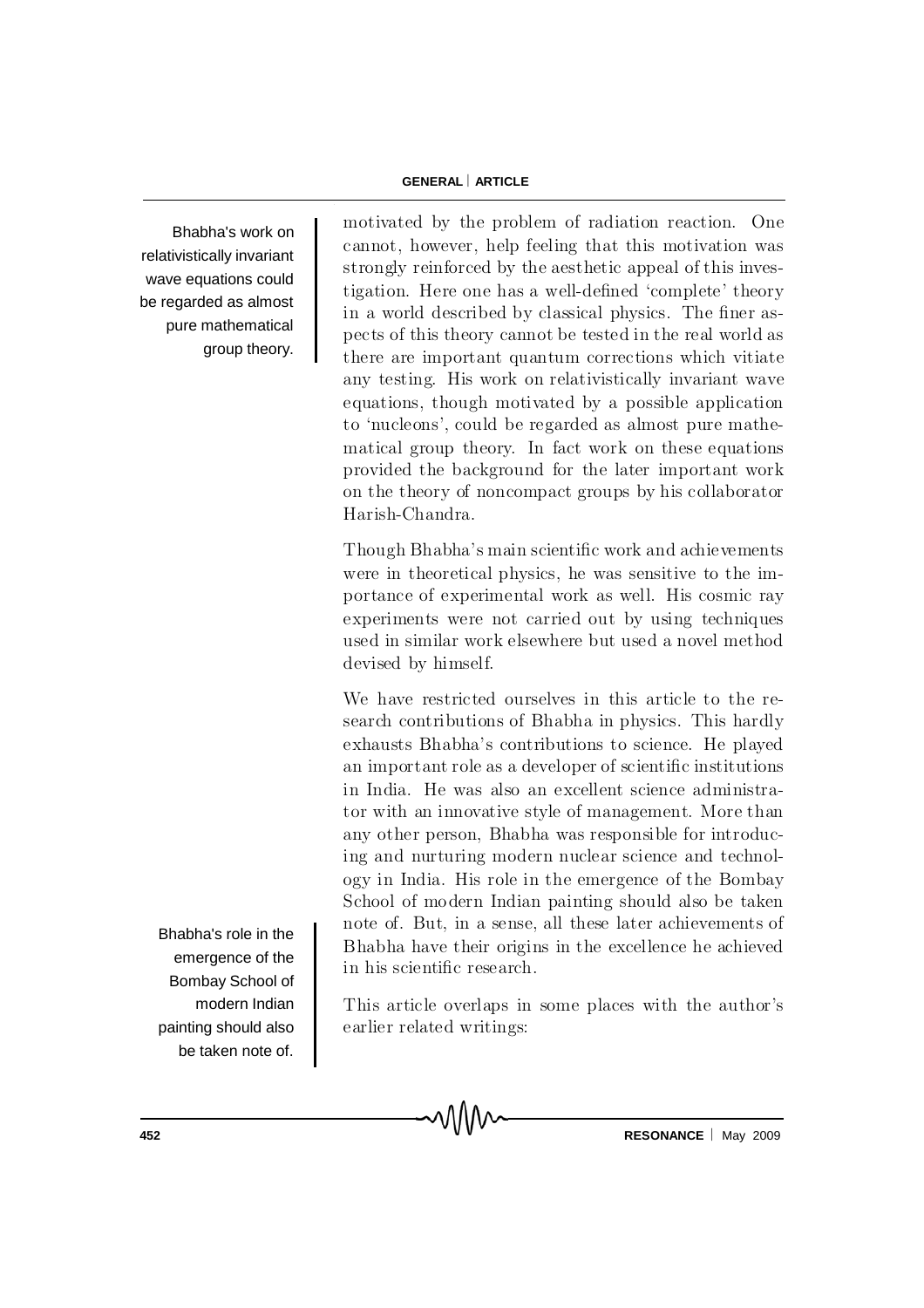motivated by the problem of radiation reaction. One cannot, however, help feeling that this motivation was strongly reinforced by the aesthetic appeal of this investigation. Here one has a well-defined 'complete' theory in a world described by classical physics. The finer aspects of this theory cannot be tested in the real world as there are important quantum corrections which vitiate any testing. His work on relativistically invariant wave equations, though motivated by a possible application to 'nucleons', could be regarded as almost pure mathematical group theory. In fact work on these equations provided the background for the later important work on the theory of noncompact groups by his collaborator Harish-Chandra.

Bhabha's work on relativistically invariant wave equations could be regarded as almost pure mathematical group theory.

Though Bhabha's main scientific work and achievements were in theoretical physics, he was sensitive to the importance of experimental work as well. His cosmic ray experiments were not carried out by using techniques used in similar work elsewhere but used a novel method devised by himself.

We have restricted ourselves in this article to the research contributions of Bhabha in physics. This hardly exhausts Bhabha's contributions to science. He played an important role as a developer of scientific institutions in India. He was also an excellent science administrator with an innovative style of management. More than any other person, Bhabha was responsible for introducing and nurturing modern nuclear science and technology in India. His role in the emergence of the Bombay School of modern Indian painting should also be taken note of. But, in a sense, all these later achievements of Bhabha have their origins in the excellence he achieved in his scientific research.

Bhabha's role in the emergence of the Bombay School of modern Indian painting should also be taken note of.

This article overlaps in some places with the author's earlier related writings: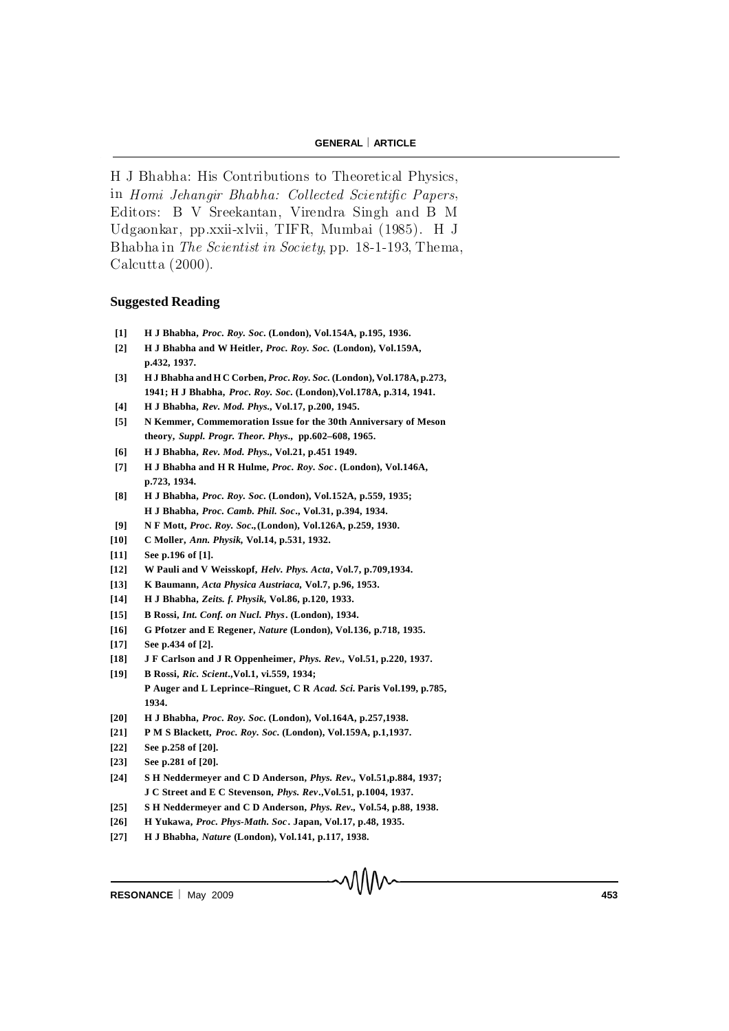H J Bhabha: His Contributions to Theoretical Physics, in *Homi Jehangir Bhabha: Collected Scientific Papers*, Editors: B V Sreekantan, Virendra Singh and B M Udgaonkar, pp.xxii-xlvii, TIFR, Mumbai (1985). H J Bhabha in *The Scientist in Society*, pp. 18-1-193, Thema, Calcutta (2000).

## Suggested Reading

**[1]** **H J Bhabha, *Proc. Roy. Soc.* (London), Vol.154A, p.195, 1936.**

**[2]** **H J Bhabha and W Heitler, *Proc. Roy. Soc.* (London), Vol.159A, p.432, 1937.**

**[3]** **H J Bhabha and H C Corben, *Proc. Roy. Soc.* (London), Vol.178A, p.273, 1941; H J Bhabha, *Proc. Roy. Soc.* (London),Vol.178A, p.314, 1941.**

**[4]** **H J Bhabha, *Rev. Mod. Phys.*, Vol.17, p.200, 1945.**

**[5]** **N Kemmer, Commemoration Issue for the 30th Anniversary of Meson theory, *Suppl. Progr. Theor. Phys.*, pp.602–608, 1965.**

**[6]** **H J Bhabha, *Rev. Mod. Phys.*, Vol.21, p.451 1949.**

**[7]** **H J Bhabha and H R Hulme, *Proc. Roy. Soc*. (London), Vol.146A, p.723, 1934.**

**[8]** **H J Bhabha, *Proc. Roy. Soc.* (London), Vol.152A, p.559, 1935; H J Bhabha, *Proc. Camb. Phil. Soc*., Vol.31, p.394, 1934.**

**[9]** **N F Mott, *Proc. Roy. Soc.*,(London), Vol.126A, p.259, 1930.**

**[10]** **C Moller, *Ann. Physik*, Vol.14, p.531, 1932.**

**[11]** **See p.196 of [1].**

**[12]** **W Pauli and V Weisskopf, *Helv. Phys. Acta*, Vol.7, p.709,1934.**

**[13]** **K Baumann, *Acta Physica Austriaca*, Vol.7, p.96, 1953.**

**[14]** **H J Bhabha, *Zeits. f. Physik*, Vol.86, p.120, 1933.**

**[15]** **B Rossi, *Int. Conf. on Nucl. Phys*. (London), 1934.**

**[16]** **G Pfotzer and E Regener, *Nature* (London), Vol.136, p.718, 1935.**

**[17]** **See p.434 of [2].**

**[18]** **J F Carlson and J R Oppenheimer, *Phys. Rev.*, Vol.51, p.220, 1937.**

**[19]** **B Rossi, *Ric. Scient*.,Vol.1, vi.559, 1934; P Auger and L Leprince–Ringuet, C R *Acad. Sci*. Paris Vol.199, p.785, 1934.**

**[20]** **H J Bhabha, *Proc. Roy. Soc.* (London), Vol.164A, p.257,1938.**

**[21]** **P M S Blackett, *Proc. Roy. Soc.* (London), Vol.159A, p.1,1937.**

**[22]** **See p.258 of [20].**

**[23]** **See p.281 of [20].**

**[24]** **S H Neddermeyer and C D Anderson, *Phys. Rev.*, Vol.51,p.884, 1937; J C Street and E C Stevenson, *Phys. Rev*.,Vol.51, p.1004, 1937.**

**[25]** **S H Neddermeyer and C D Anderson, *Phys. Rev.*, Vol.54, p.88, 1938.**

**[26]** **H Yukawa, *Proc. Phys-Math. Soc*. Japan, Vol.17, p.48, 1935.**

**[27]** **H J Bhabha, *Nature* (London), Vol.141, p.117, 1938.**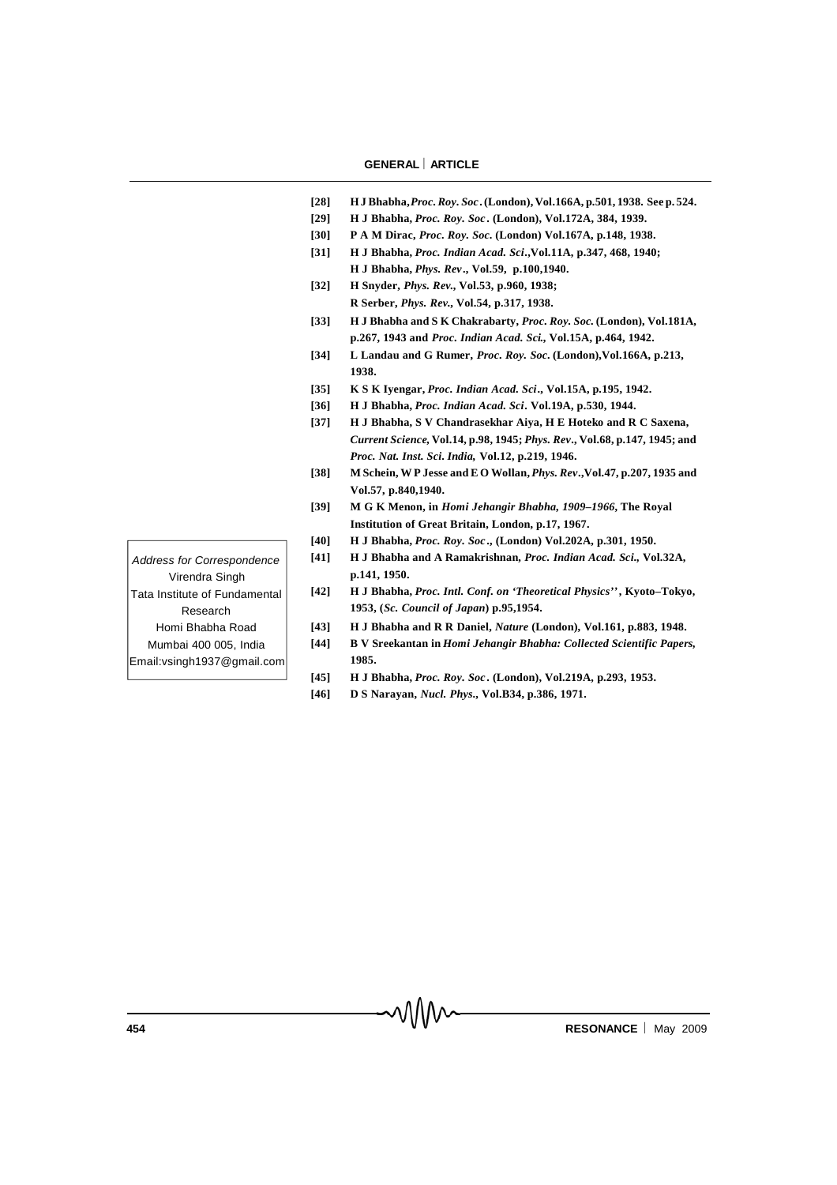[28] H J Bhabha, *Proc. Roy. Soc*. (London), Vol.166A, p.501, 1938. See p. 524.

[29] H J Bhabha, *Proc. Roy. Soc*. (London), Vol.172A, 384, 1939.

[30] P A M Dirac, *Proc. Roy. Soc.* (London) Vol.167A, p.148, 1938.

[31] H J Bhabha, *Proc. Indian Acad. Sci*., Vol.11A, p.347, 468, 1940; H J Bhabha, *Phys. Rev*., Vol.59, p.100, 1940.

[32] H Snyder, *Phys. Rev.*, Vol.53, p.960, 1938; R Serber, *Phys. Rev.*, Vol.54, p.317, 1938.

[33] H J Bhabha and S K Chakrabarty, *Proc. Roy. Soc.* (London), Vol.181A, p.267, 1943 and *Proc. Indian Acad. Sci.*, Vol.15A, p.464, 1942.

[34] L Landau and G Rumer, *Proc. Roy. Soc.* (London), Vol.166A, p.213, 1938.

[35] K S K Iyengar, *Proc. Indian Acad. Sci*., Vol.15A, p.195, 1942.

[36] H J Bhabha, *Proc. Indian Acad. Sci*. Vol.19A, p.530, 1944.

[37] H J Bhabha, S V Chandrasekhar Aiya, H E Hoteko and R C Saxena, *Current Science*, Vol.14, p.98, 1945; *Phys. Rev*., Vol.68, p.147, 1945; and *Proc. Nat. Inst. Sci. India,* Vol.12, p.219, 1946.

[38] M Schein, W P Jesse and E O Wollan, *Phys. Rev*., Vol.47, p.207, 1935 and Vol.57, p.840, 1940.

[39] M G K Menon, in *Homi Jehangir Bhabha, 1909–1966*, The Royal Institution of Great Britain, London, p.17, 1967.

[40] H J Bhabha, *Proc. Roy. Soc*., (London) Vol.202A, p.301, 1950.

[41] H J Bhabha and A Ramakrishnan, *Proc. Indian Acad. Sci.,* Vol.32A, p.141, 1950.

[42] H J Bhabha, *Proc. Intl. Conf. on 'Theoretical Physics''*, Kyoto–Tokyo, 1953, (*Sc. Council of Japan*) p.95, 1954.

[43] H J Bhabha and R R Daniel, *Nature* (London), Vol.161, p.883, 1948.

[44] B V Sreekantan in *Homi Jehangir Bhabha: Collected Scientific Papers,* 1985.

[45] H J Bhabha, *Proc. Roy. Soc*. (London), Vol.219A, p.293, 1953.

[46] D S Narayan, *Nucl. Phys.*, Vol.B34, p.386, 1971.

*Address for Correspondence*
Virendra Singh
Tata Institute of Fundamental Research
Homi Bhabha Road
Mumbai 400 005, India
Email:vsingh1937@gmail.com